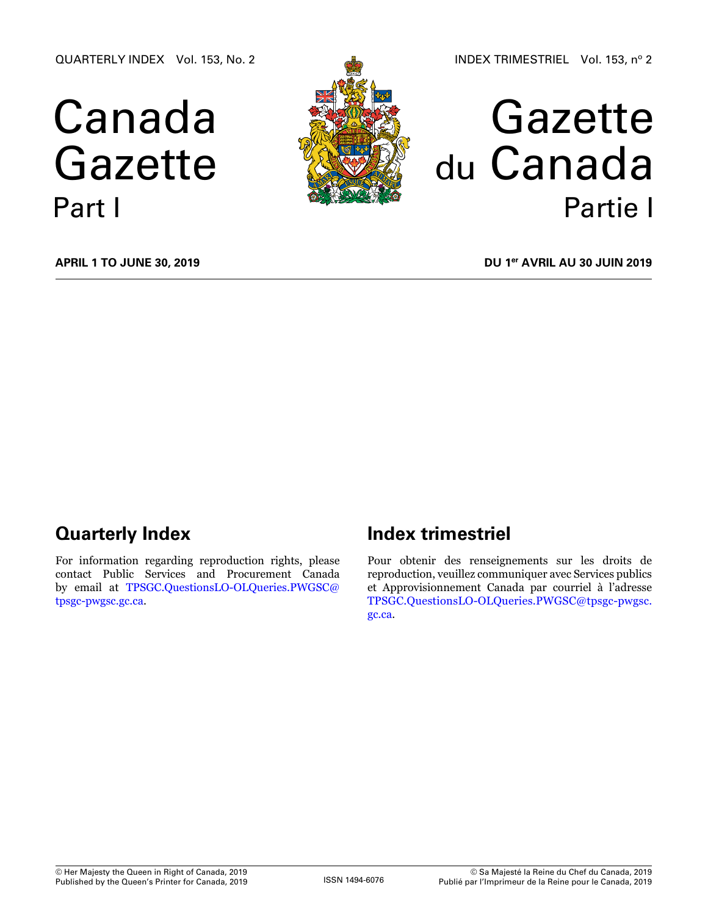QUARTERLY INDEX Vol. 153, No. 2

INDEX TRIMESTRIEL Vol. 153, nº 2

# Canada Gazette Part I

# Gazette du Canada Partie I

**APRIL 1 TO JUNE 30, 2019**

**DU 1er AVRIL AU 30 JUIN 2019**

## Quarterly Index

For information regarding reproduction rights, please contact Public Services and Procurement Canada by email at TPSGC.QuestionsLO-OLQueries.PWGSC@tpsgc-pwgsc.gc.ca.

## Index trimestriel

Pour obtenir des renseignements sur les droits de reproduction, veuillez communiquer avec Services publics et Approvisionnement Canada par courriel à l'adresse TPSGC.QuestionsLO-OLQueries.PWGSC@tpsgc-pwgsc.gc.ca.

© Her Majesty the Queen in Right of Canada, 2019
Published by the Queen's Printer for Canada, 2019

ISSN 1494-6076

© Sa Majesté la Reine du Chef du Canada, 2019
Publié par l'Imprimeur de la Reine pour le Canada, 2019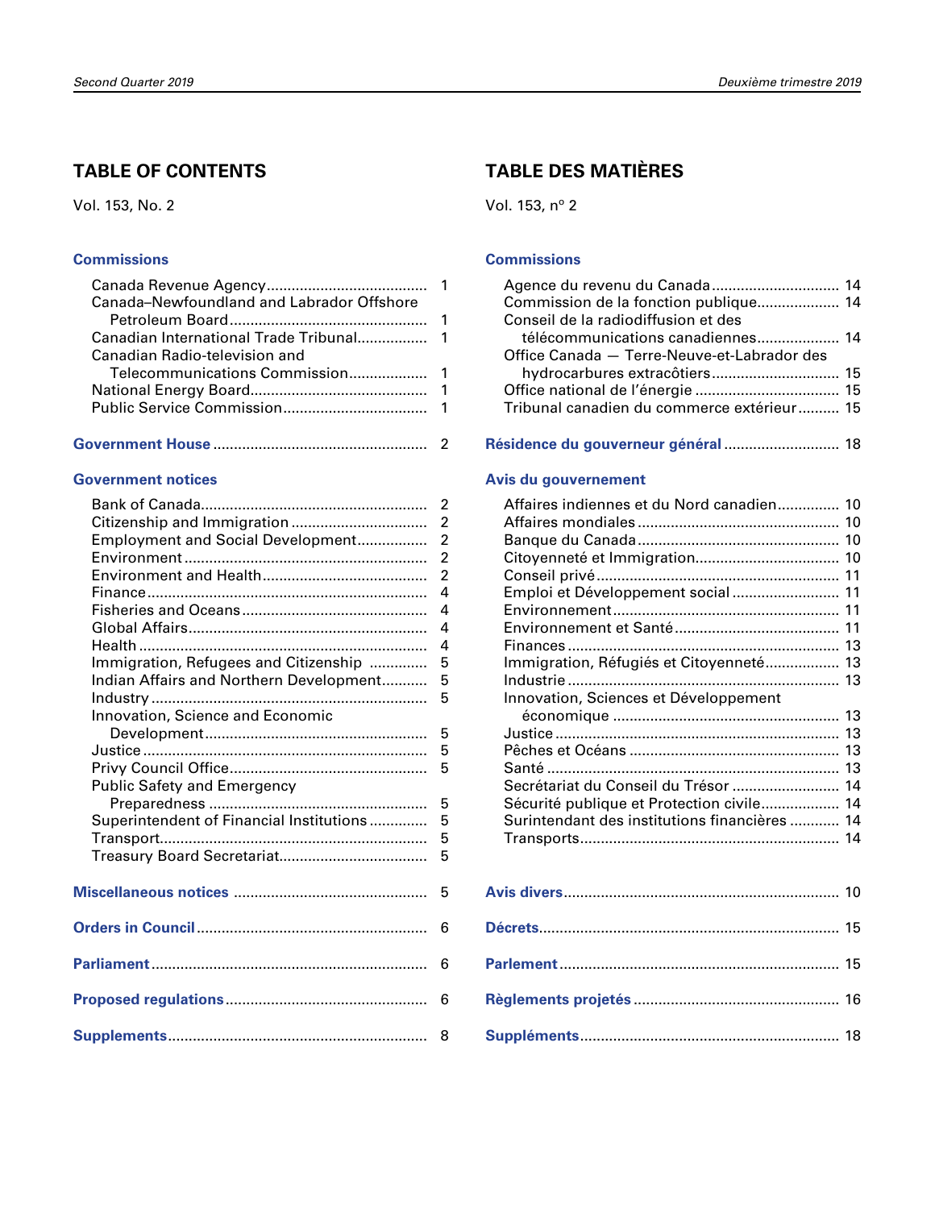## TABLE OF CONTENTS

Vol. 153, No. 2

### Commissions

- Canada Revenue Agency...................................... 1
- Canada–Newfoundland and Labrador Offshore Petroleum Board............................................... 1
- Canadian International Trade Tribunal................ 1
- Canadian Radio-television and Telecommunications Commission.................. 1
- National Energy Board.......................................... 1
- Public Service Commission.................................. 1

### Government House ................................................... 2

### Government notices

- Bank of Canada...................................................... 2
- Citizenship and Immigration ................................ 2
- Employment and Social Development................ 2
- Environment.......................................................... 2
- Environment and Health....................................... 2
- Finance.................................................................. 4
- Fisheries and Oceans............................................ 4
- Global Affairs......................................................... 4
- Health .................................................................... 4
- Immigration, Refugees and Citizenship ............. 5
- Indian Affairs and Northern Development........... 5
- Industry ................................................................. 5
- Innovation, Science and Economic Development..................................................... 5
- Justice ................................................................... 5
- Privy Council Office............................................... 5
- Public Safety and Emergency Preparedness .................................................... 5
- Superintendent of Financial Institutions ............. 5
- Transport................................................................ 5
- Treasury Board Secretariat................................... 5

### Miscellaneous notices .............................................. 5

### Orders in Council....................................................... 6

### Parliament.................................................................. 6

### Proposed regulations................................................ 6

### Supplements.............................................................. 8

## TABLE DES MATIÈRES

Vol. 153, nº 2

### Commissions

- Agence du revenu du Canada.............................. 14
- Commission de la fonction publique.................... 14
- Conseil de la radiodiffusion et des télécommunications canadiennes.................... 14
- Office Canada — Terre-Neuve-et-Labrador des hydrocarbures extracôtiers.............................. 15
- Office national de l’énergie .................................. 15
- Tribunal canadien du commerce extérieur.......... 15

### Résidence du gouverneur général ........................... 18

### Avis du gouvernement

- Affaires indiennes et du Nord canadien............... 10
- Affaires mondiales ................................................ 10
- Banque du Canada................................................ 10
- Citoyenneté et Immigration.................................. 10
- Conseil privé.......................................................... 11
- Emploi et Développement social .......................... 11
- Environnement...................................................... 11
- Environnement et Santé........................................ 11
- Finances ................................................................ 13
- Immigration, Réfugiés et Citoyenneté.................. 13
- Industrie ................................................................ 13
- Innovation, Sciences et Développement économique ...................................................... 13
- Justice ................................................................... 13
- Pêches et Océans .................................................. 13
- Santé ...................................................................... 13
- Secrétariat du Conseil du Trésor .......................... 14
- Sécurité publique et Protection civile................... 14
- Surintendant des institutions financières ............ 14
- Transports.............................................................. 14

### Avis divers................................................................. 10

### Décrets....................................................................... 15

### Parlement.................................................................. 15

### Règlements projetés ................................................. 16

### Suppléments.............................................................. 18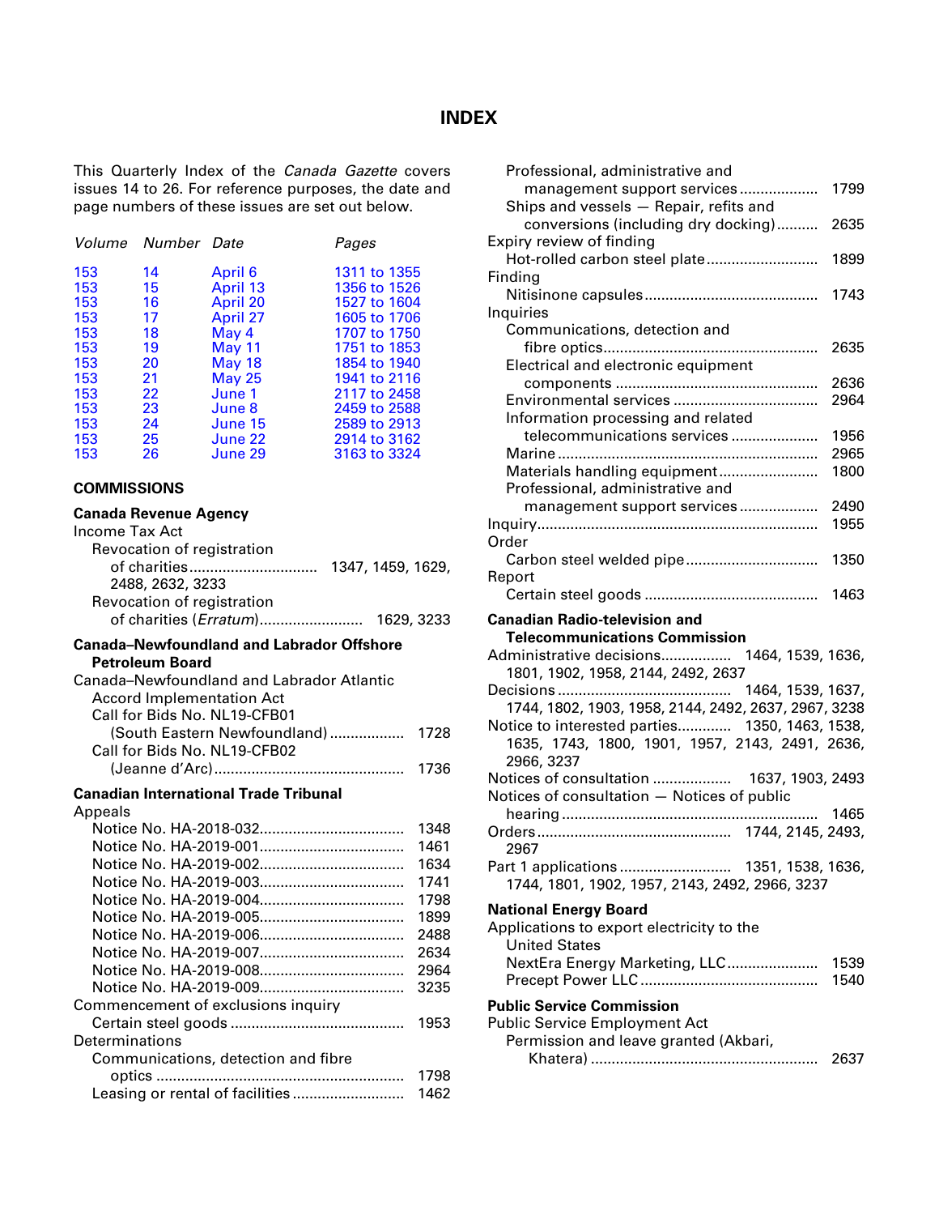# INDEX

This Quarterly Index of the *Canada Gazette* covers issues 14 to 26. For reference purposes, the date and page numbers of these issues are set out below.

| *Volume* | *Number* | *Date* | *Pages* |
|---|---|---|---|
| 153 | 14 | April 6 | 1311 to 1355 |
| 153 | 15 | April 13 | 1356 to 1526 |
| 153 | 16 | April 20 | 1527 to 1604 |
| 153 | 17 | April 27 | 1605 to 1706 |
| 153 | 18 | May 4 | 1707 to 1750 |
| 153 | 19 | May 11 | 1751 to 1853 |
| 153 | 20 | May 18 | 1854 to 1940 |
| 153 | 21 | May 25 | 1941 to 2116 |
| 153 | 22 | June 1 | 2117 to 2458 |
| 153 | 23 | June 8 | 2459 to 2588 |
| 153 | 24 | June 15 | 2589 to 2913 |
| 153 | 25 | June 22 | 2914 to 3162 |
| 153 | 26 | June 29 | 3163 to 3324 |

## COMMISSIONS

**Canada Revenue Agency**

Income Tax Act
- Revocation of registration of charities.............................. 1347, 1459, 1629, 2488, 2632, 3233
- Revocation of registration of charities (*Erratum*)......................... 1629, 3233

**Canada–Newfoundland and Labrador Offshore Petroleum Board**

Canada–Newfoundland and Labrador Atlantic Accord Implementation Act
- Call for Bids No. NL19-CFB01 (South Eastern Newfoundland).................. 1728
- Call for Bids No. NL19-CFB02 (Jeanne d'Arc)............................................. 1736

**Canadian International Trade Tribunal**

Appeals
- Notice No. HA-2018-032.................................. 1348
- Notice No. HA-2019-001.................................. 1461
- Notice No. HA-2019-002.................................. 1634
- Notice No. HA-2019-003.................................. 1741
- Notice No. HA-2019-004.................................. 1798
- Notice No. HA-2019-005.................................. 1899
- Notice No. HA-2019-006.................................. 2488
- Notice No. HA-2019-007.................................. 2634
- Notice No. HA-2019-008.................................. 2964
- Notice No. HA-2019-009.................................. 3235

Commencement of exclusions inquiry
- Certain steel goods ......................................... 1953

Determinations
- Communications, detection and fibre optics ........................................................... 1798
- Leasing or rental of facilities .......................... 1462
- Professional, administrative and management support services.................. 1799
- Ships and vessels — Repair, refits and conversions (including dry docking).......... 2635

Expiry review of finding
- Hot-rolled carbon steel plate.......................... 1899

Finding
- Nitisinone capsules......................................... 1743

Inquiries
- Communications, detection and fibre optics................................................... 2635
- Electrical and electronic equipment components ................................................ 2636
- Environmental services .................................. 2964
- Information processing and related telecommunications services ..................... 1956
- Marine ............................................................. 2965
- Materials handling equipment........................ 1800
- Professional, administrative and management support services.................. 2490

Inquiry................................................................... 1955

Order
- Carbon steel welded pipe............................... 1350

Report
- Certain steel goods ......................................... 1463

**Canadian Radio-television and Telecommunications Commission**

- Administrative decisions................ 1464, 1539, 1636, 1801, 1902, 1958, 2144, 2492, 2637
- Decisions ......................................... 1464, 1539, 1637, 1744, 1802, 1903, 1958, 2144, 2492, 2637, 2967, 3238
- Notice to interested parties............ 1350, 1463, 1538, 1635, 1743, 1800, 1901, 1957, 2143, 2491, 2636, 2966, 3237
- Notices of consultation .................. 1637, 1903, 2493
- Notices of consultation — Notices of public hearing ............................................................ 1465
- Orders.............................................. 1744, 2145, 2493, 2967
- Part 1 applications .......................... 1351, 1538, 1636, 1744, 1801, 1902, 1957, 2143, 2492, 2966, 3237

**National Energy Board**

Applications to export electricity to the United States
- NextEra Energy Marketing, LLC...................... 1539
- Precept Power LLC .......................................... 1540

**Public Service Commission**

Public Service Employment Act
- Permission and leave granted (Akbari, Khatera) ...................................................... 2637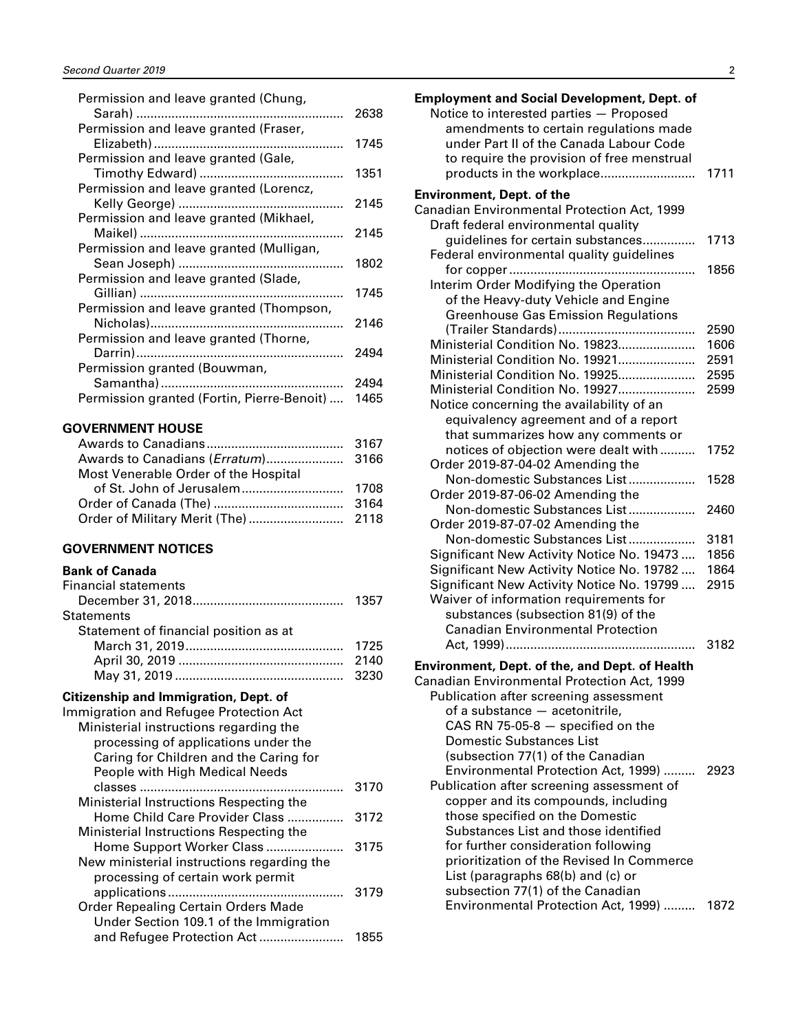Permission and leave granted (Chung, Sarah) .......... 2638
Permission and leave granted (Fraser, Elizabeth) .......... 1745
Permission and leave granted (Gale, Timothy Edward) .......... 1351
Permission and leave granted (Lorencz, Kelly George) .......... 2145
Permission and leave granted (Mikhael, Maikel) .......... 2145
Permission and leave granted (Mulligan, Sean Joseph) .......... 1802
Permission and leave granted (Slade, Gillian) .......... 1745
Permission and leave granted (Thompson, Nicholas) .......... 2146
Permission and leave granted (Thorne, Darrin) .......... 2494
Permission granted (Bouwman, Samantha) .......... 2494
Permission granted (Fortin, Pierre-Benoit) .......... 1465

## GOVERNMENT HOUSE

Awards to Canadians .......... 3167
Awards to Canadians (*Erratum*) .......... 3166
Most Venerable Order of the Hospital of St. John of Jerusalem .......... 1708
Order of Canada (The) .......... 3164
Order of Military Merit (The) .......... 2118

## GOVERNMENT NOTICES

### Bank of Canada

Financial statements
  December 31, 2018 .......... 1357
Statements
  Statement of financial position as at
    March 31, 2019 .......... 1725
    April 30, 2019 .......... 2140
    May 31, 2019 .......... 3230

### Citizenship and Immigration, Dept. of

Immigration and Refugee Protection Act
  Ministerial instructions regarding the processing of applications under the Caring for Children and the Caring for People with High Medical Needs classes .......... 3170
  Ministerial Instructions Respecting the Home Child Care Provider Class .......... 3172
  Ministerial Instructions Respecting the Home Support Worker Class .......... 3175
  New ministerial instructions regarding the processing of certain work permit applications .......... 3179
  Order Repealing Certain Orders Made Under Section 109.1 of the Immigration and Refugee Protection Act .......... 1855

### Employment and Social Development, Dept. of

Notice to interested parties — Proposed amendments to certain regulations made under Part II of the Canada Labour Code to require the provision of free menstrual products in the workplace .......... 1711

### Environment, Dept. of the

Canadian Environmental Protection Act, 1999
  Draft federal environmental quality guidelines for certain substances .......... 1713
  Federal environmental quality guidelines for copper .......... 1856
  Interim Order Modifying the Operation of the Heavy-duty Vehicle and Engine Greenhouse Gas Emission Regulations (Trailer Standards) .......... 2590
  Ministerial Condition No. 19823 .......... 1606
  Ministerial Condition No. 19921 .......... 2591
  Ministerial Condition No. 19925 .......... 2595
  Ministerial Condition No. 19927 .......... 2599
  Notice concerning the availability of an equivalency agreement and of a report that summarizes how any comments or notices of objection were dealt with .......... 1752
  Order 2019-87-04-02 Amending the Non-domestic Substances List .......... 1528
  Order 2019-87-06-02 Amending the Non-domestic Substances List .......... 2460
  Order 2019-87-07-02 Amending the Non-domestic Substances List .......... 3181
  Significant New Activity Notice No. 19473 .......... 1856
  Significant New Activity Notice No. 19782 .......... 1864
  Significant New Activity Notice No. 19799 .......... 2915
  Waiver of information requirements for substances (subsection 81(9) of the Canadian Environmental Protection Act, 1999) .......... 3182

### Environment, Dept. of the, and Dept. of Health

Canadian Environmental Protection Act, 1999
  Publication after screening assessment of a substance — acetonitrile, CAS RN 75-05-8 — specified on the Domestic Substances List (subsection 77(1) of the Canadian Environmental Protection Act, 1999) .......... 2923
  Publication after screening assessment of copper and its compounds, including those specified on the Domestic Substances List and those identified for further consideration following prioritization of the Revised In Commerce List (paragraphs 68(b) and (c) or subsection 77(1) of the Canadian Environmental Protection Act, 1999) .......... 1872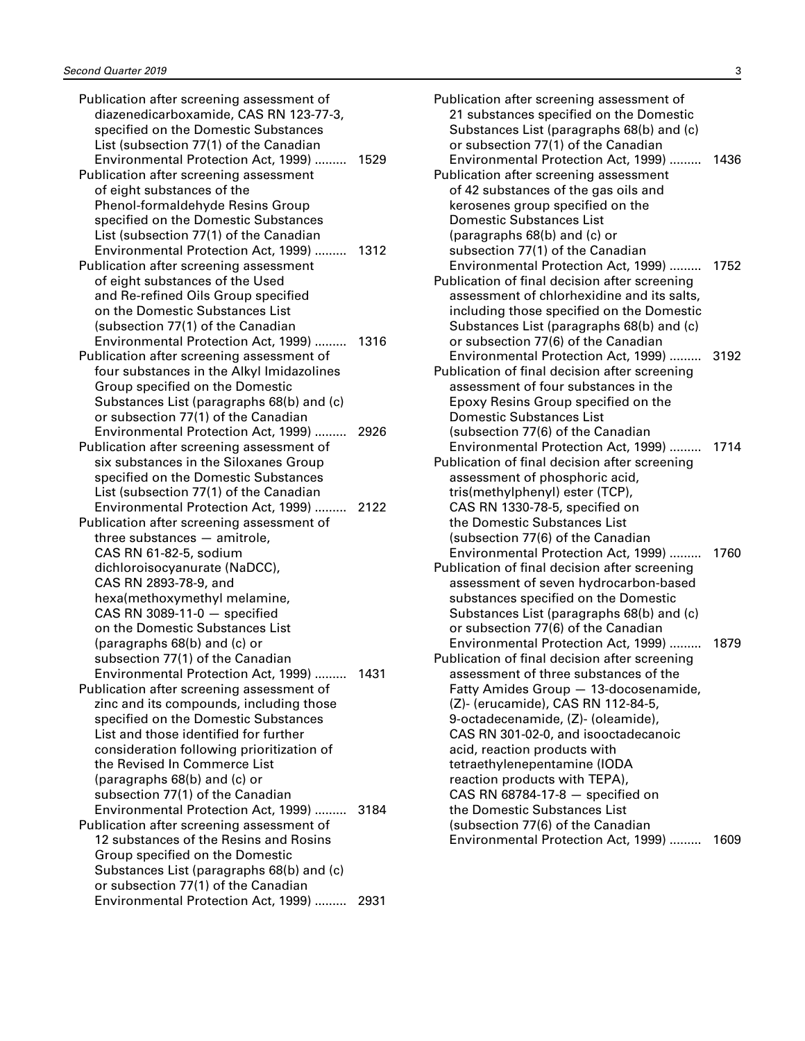Publication after screening assessment of diazenedicarboxamide, CAS RN 123-77-3, specified on the Domestic Substances List (subsection 77(1) of the Canadian Environmental Protection Act, 1999) ......... 1529

Publication after screening assessment of eight substances of the Phenol-formaldehyde Resins Group specified on the Domestic Substances List (subsection 77(1) of the Canadian Environmental Protection Act, 1999) ......... 1312

Publication after screening assessment of eight substances of the Used and Re-refined Oils Group specified on the Domestic Substances List (subsection 77(1) of the Canadian Environmental Protection Act, 1999) ......... 1316

Publication after screening assessment of four substances in the Alkyl Imidazolines Group specified on the Domestic Substances List (paragraphs 68(b) and (c) or subsection 77(1) of the Canadian Environmental Protection Act, 1999) ......... 2926

Publication after screening assessment of six substances in the Siloxanes Group specified on the Domestic Substances List (subsection 77(1) of the Canadian Environmental Protection Act, 1999) ......... 2122

Publication after screening assessment of three substances — amitrole, CAS RN 61-82-5, sodium dichloroisocyanurate (NaDCC), CAS RN 2893-78-9, and hexa(methoxymethyl melamine, CAS RN 3089-11-0 — specified on the Domestic Substances List (paragraphs 68(b) and (c) or subsection 77(1) of the Canadian Environmental Protection Act, 1999) ......... 1431

Publication after screening assessment of zinc and its compounds, including those specified on the Domestic Substances List and those identified for further consideration following prioritization of the Revised In Commerce List (paragraphs 68(b) and (c) or subsection 77(1) of the Canadian Environmental Protection Act, 1999) ......... 3184

Publication after screening assessment of 12 substances of the Resins and Rosins Group specified on the Domestic Substances List (paragraphs 68(b) and (c) or subsection 77(1) of the Canadian Environmental Protection Act, 1999) ......... 2931

Publication after screening assessment of 21 substances specified on the Domestic Substances List (paragraphs 68(b) and (c) or subsection 77(1) of the Canadian Environmental Protection Act, 1999) ......... 1436

Publication after screening assessment of 42 substances of the gas oils and kerosenes group specified on the Domestic Substances List (paragraphs 68(b) and (c) or subsection 77(1) of the Canadian Environmental Protection Act, 1999) ......... 1752

Publication of final decision after screening assessment of chlorhexidine and its salts, including those specified on the Domestic Substances List (paragraphs 68(b) and (c) or subsection 77(6) of the Canadian Environmental Protection Act, 1999) ......... 3192

Publication of final decision after screening assessment of four substances in the Epoxy Resins Group specified on the Domestic Substances List (subsection 77(6) of the Canadian Environmental Protection Act, 1999) ......... 1714

Publication of final decision after screening assessment of phosphoric acid, tris(methylphenyl) ester (TCP), CAS RN 1330-78-5, specified on the Domestic Substances List (subsection 77(6) of the Canadian Environmental Protection Act, 1999) ......... 1760

Publication of final decision after screening assessment of seven hydrocarbon-based substances specified on the Domestic Substances List (paragraphs 68(b) and (c) or subsection 77(6) of the Canadian Environmental Protection Act, 1999) ......... 1879

Publication of final decision after screening assessment of three substances of the Fatty Amides Group — 13-docosenamide, (Z)- (erucamide), CAS RN 112-84-5, 9-octadecenamide, (Z)- (oleamide), CAS RN 301-02-0, and isooctadecanoic acid, reaction products with tetraethylenepentamine (IODA reaction products with TEPA), CAS RN 68784-17-8 — specified on the Domestic Substances List (subsection 77(6) of the Canadian Environmental Protection Act, 1999) ......... 1609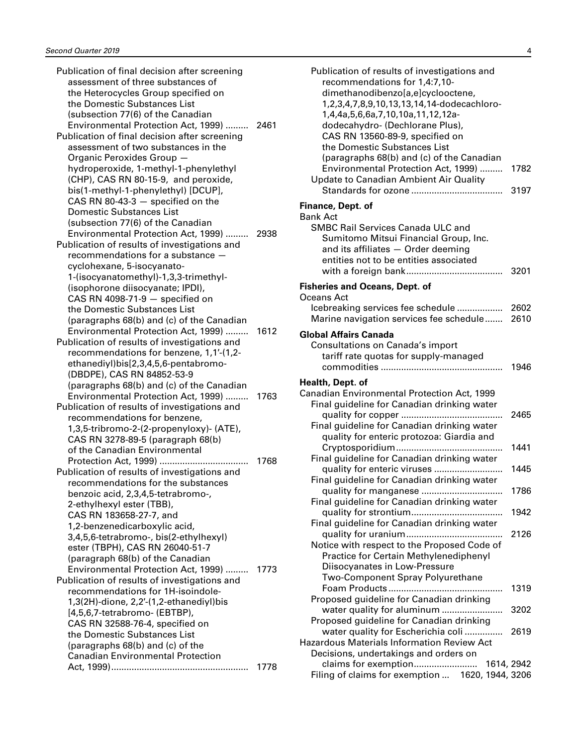Publication of final decision after screening assessment of three substances of the Heterocycles Group specified on the Domestic Substances List (subsection 77(6) of the Canadian Environmental Protection Act, 1999) ......... 2461

Publication of final decision after screening assessment of two substances in the Organic Peroxides Group — hydroperoxide, 1-methyl-1-phenylethyl (CHP), CAS RN 80-15-9, and peroxide, bis(1-methyl-1-phenylethyl) [DCUP], CAS RN 80-43-3 — specified on the Domestic Substances List (subsection 77(6) of the Canadian Environmental Protection Act, 1999) ......... 2938

Publication of results of investigations and recommendations for a substance — cyclohexane, 5-isocyanato-1-(isocyanatomethyl)-1,3,3-trimethyl- (isophorone diisocyanate; IPDI), CAS RN 4098-71-9 — specified on the Domestic Substances List (paragraphs 68(b) and (c) of the Canadian Environmental Protection Act, 1999) ......... 1612

Publication of results of investigations and recommendations for benzene, 1,1′-(1,2-ethanediyl)bis[2,3,4,5,6-pentabromo- (DBDPE), CAS RN 84852-53-9 (paragraphs 68(b) and (c) of the Canadian Environmental Protection Act, 1999) ......... 1763

Publication of results of investigations and recommendations for benzene, 1,3,5-tribromo-2-(2-propenyloxy)- (ATE), CAS RN 3278-89-5 (paragraph 68(b) of the Canadian Environmental Protection Act, 1999) .................................. 1768

Publication of results of investigations and recommendations for the substances benzoic acid, 2,3,4,5-tetrabromo-, 2-ethylhexyl ester (TBB), CAS RN 183658-27-7, and 1,2-benzenedicarboxylic acid, 3,4,5,6-tetrabromo-, bis(2-ethylhexyl) ester (TBPH), CAS RN 26040-51-7 (paragraph 68(b) of the Canadian Environmental Protection Act, 1999) ......... 1773

Publication of results of investigations and recommendations for 1H-isoindole-1,3(2H)-dione, 2,2′-(1,2-ethanediyl)bis [4,5,6,7-tetrabromo- (EBTBP), CAS RN 32588-76-4, specified on the Domestic Substances List (paragraphs 68(b) and (c) of the Canadian Environmental Protection Act, 1999)...................................................... 1778

Publication of results of investigations and recommendations for 1,4:7,10-dimethanodibenzo[a,e]cyclooctene, 1,2,3,4,7,8,9,10,13,13,14,14-dodecachloro-1,4,4a,5,6,6a,7,10,10a,11,12,12a-dodecahydro- (Dechlorane Plus), CAS RN 13560-89-9, specified on the Domestic Substances List (paragraphs 68(b) and (c) of the Canadian Environmental Protection Act, 1999) ......... 1782

Update to Canadian Ambient Air Quality Standards for ozone .................................... 3197

**Finance, Dept. of**

Bank Act

SMBC Rail Services Canada ULC and Sumitomo Mitsui Financial Group, Inc. and its affiliates — Order deeming entities not to be entities associated with a foreign bank...................................... 3201

**Fisheries and Oceans, Dept. of**

Oceans Act

Icebreaking services fee schedule .................. 2602

Marine navigation services fee schedule....... 2610

**Global Affairs Canada**

Consultations on Canada's import tariff rate quotas for supply-managed commodities ................................................ 1946

**Health, Dept. of**

Canadian Environmental Protection Act, 1999

Final guideline for Canadian drinking water quality for copper ........................................ 2465

Final guideline for Canadian drinking water quality for enteric protozoa: Giardia and Cryptosporidium.......................................... 1441

Final guideline for Canadian drinking water quality for enteric viruses ........................... 1445

Final guideline for Canadian drinking water quality for manganese ................................ 1786

Final guideline for Canadian drinking water quality for strontium.................................... 1942

Final guideline for Canadian drinking water quality for uranium...................................... 2126

Notice with respect to the Proposed Code of Practice for Certain Methylenediphenyl Diisocyanates in Low-Pressure Two-Component Spray Polyurethane Foam Products ............................................ 1319

Proposed guideline for Canadian drinking water quality for aluminum ........................ 3202

Proposed guideline for Canadian drinking water quality for Escherichia coli ............... 2619

Hazardous Materials Information Review Act

Decisions, undertakings and orders on claims for exemption......................... 1614, 2942

Filing of claims for exemption ... 1620, 1944, 3206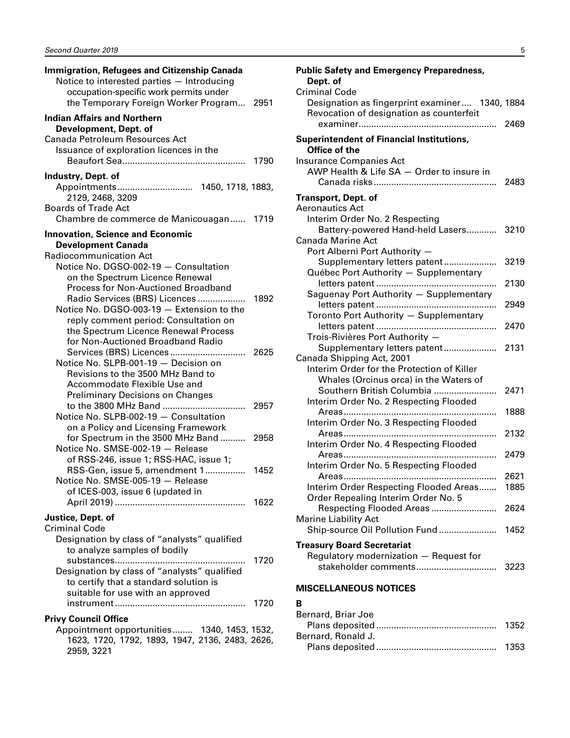**Immigration, Refugees and Citizenship Canada**

Notice to interested parties — Introducing occupation-specific work permits under the Temporary Foreign Worker Program... 2951

**Indian Affairs and Northern Development, Dept. of**

Canada Petroleum Resources Act

Issuance of exploration licences in the Beaufort Sea... 1790

**Industry, Dept. of**

Appointments... 1450, 1718, 1883, 2129, 2468, 3209

Boards of Trade Act

Chambre de commerce de Manicouagan... 1719

**Innovation, Science and Economic Development Canada**

Radiocommunication Act

Notice No. DGSO-002-19 — Consultation on the Spectrum Licence Renewal Process for Non-Auctioned Broadband Radio Services (BRS) Licences... 1892

Notice No. DGSO-003-19 — Extension to the reply comment period: Consultation on the Spectrum Licence Renewal Process for Non-Auctioned Broadband Radio Services (BRS) Licences... 2625

Notice No. SLPB-001-19 — Decision on Revisions to the 3500 MHz Band to Accommodate Flexible Use and Preliminary Decisions on Changes to the 3800 MHz Band... 2957

Notice No. SLPB-002-19 — Consultation on a Policy and Licensing Framework for Spectrum in the 3500 MHz Band... 2958

Notice No. SMSE-002-19 — Release of RSS-246, issue 1; RSS-HAC, issue 1; RSS-Gen, issue 5, amendment 1... 1452

Notice No. SMSE-005-19 — Release of ICES-003, issue 6 (updated in April 2019)... 1622

**Justice, Dept. of**

Criminal Code

Designation by class of "analysts" qualified to analyze samples of bodily substances... 1720

Designation by class of "analysts" qualified to certify that a standard solution is suitable for use with an approved instrument... 1720

**Privy Council Office**

Appointment opportunities... 1340, 1453, 1532, 1623, 1720, 1792, 1893, 1947, 2136, 2483, 2626, 2959, 3221

**Public Safety and Emergency Preparedness, Dept. of**

Criminal Code

Designation as fingerprint examiner... 1340, 1884

Revocation of designation as counterfeit examiner... 2469

**Superintendent of Financial Institutions, Office of the**

Insurance Companies Act

AWP Health & Life SA — Order to insure in Canada risks... 2483

**Transport, Dept. of**

Aeronautics Act

Interim Order No. 2 Respecting Battery-powered Hand-held Lasers... 3210

Canada Marine Act

Port Alberni Port Authority — Supplementary letters patent... 3219

Québec Port Authority — Supplementary letters patent... 2130

Saguenay Port Authority — Supplementary letters patent... 2949

Toronto Port Authority — Supplementary letters patent... 2470

Trois-Rivières Port Authority — Supplementary letters patent... 2131

Canada Shipping Act, 2001

Interim Order for the Protection of Killer Whales (Orcinus orca) in the Waters of Southern British Columbia... 2471

Interim Order No. 2 Respecting Flooded Areas... 1888

Interim Order No. 3 Respecting Flooded Areas... 2132

Interim Order No. 4 Respecting Flooded Areas... 2479

Interim Order No. 5 Respecting Flooded Areas... 2621

Interim Order Respecting Flooded Areas... 1885

Order Repealing Interim Order No. 5 Respecting Flooded Areas... 2624

Marine Liability Act

Ship-source Oil Pollution Fund... 1452

**Treasury Board Secretariat**

Regulatory modernization — Request for stakeholder comments... 3223

## MISCELLANEOUS NOTICES

**B**

Bernard, Briar Joe

Plans deposited... 1352

Bernard, Ronald J.

Plans deposited... 1353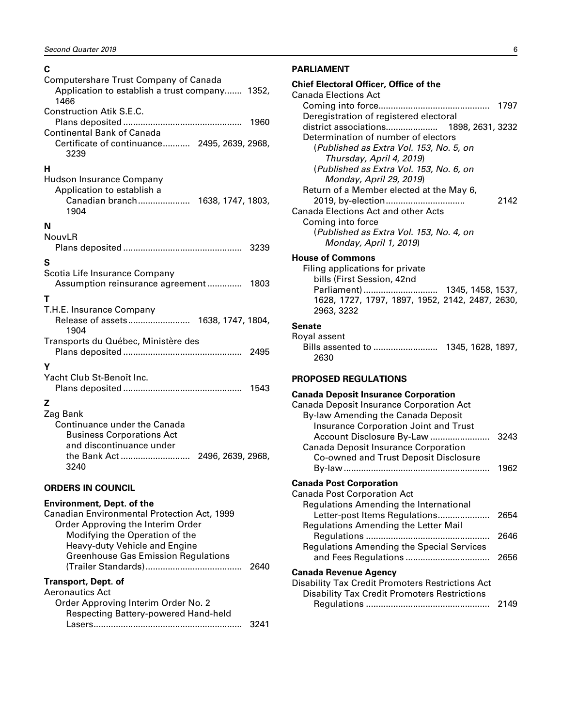**C**

Computershare Trust Company of Canada
- Application to establish a trust company....... 1352, 1466

Construction Atik S.E.C.
- Plans deposited ................................................ 1960

Continental Bank of Canada
- Certificate of continuance........... 2495, 2639, 2968, 3239

**H**

Hudson Insurance Company
- Application to establish a Canadian branch..................... 1638, 1747, 1803, 1904

**N**

NouvLR
- Plans deposited ................................................ 3239

**S**

Scotia Life Insurance Company
- Assumption reinsurance agreement .............. 1803

**T**

T.H.E. Insurance Company
- Release of assets......................... 1638, 1747, 1804, 1904

Transports du Québec, Ministère des
- Plans deposited ................................................ 2495

**Y**

Yacht Club St-Benoît Inc.
- Plans deposited ................................................ 1543

**Z**

Zag Bank
- Continuance under the Canada Business Corporations Act and discontinuance under the Bank Act ............................ 2496, 2639, 2968, 3240

## ORDERS IN COUNCIL

### Environment, Dept. of the

Canadian Environmental Protection Act, 1999
- Order Approving the Interim Order Modifying the Operation of the Heavy-duty Vehicle and Engine Greenhouse Gas Emission Regulations (Trailer Standards)....................................... 2640

### Transport, Dept. of

Aeronautics Act
- Order Approving Interim Order No. 2 Respecting Battery-powered Hand-held Lasers........................................................... 3241

## PARLIAMENT

### Chief Electoral Officer, Office of the

Canada Elections Act
- Coming into force............................................ 1797
- Deregistration of registered electoral district associations..................... 1898, 2631, 3232
- Determination of number of electors
  - (*Published as Extra Vol. 153, No. 5, on Thursday, April 4, 2019*)
  - (*Published as Extra Vol. 153, No. 6, on Monday, April 29, 2019*)
- Return of a Member elected at the May 6, 2019, by-election ................................ 2142

Canada Elections Act and other Acts
- Coming into force
  - (*Published as Extra Vol. 153, No. 4, on Monday, April 1, 2019*)

### House of Commons

- Filing applications for private bills (First Session, 42nd Parliament) .............................. 1345, 1458, 1537, 1628, 1727, 1797, 1897, 1952, 2142, 2487, 2630, 2963, 3232

### Senate

Royal assent
- Bills assented to .......................... 1345, 1628, 1897, 2630

## PROPOSED REGULATIONS

### Canada Deposit Insurance Corporation

Canada Deposit Insurance Corporation Act
- By-law Amending the Canada Deposit Insurance Corporation Joint and Trust Account Disclosure By-Law ........................ 3243
- Canada Deposit Insurance Corporation Co-owned and Trust Deposit Disclosure By-law .......................................................... 1962

### Canada Post Corporation

Canada Post Corporation Act
- Regulations Amending the International Letter-post Items Regulations..................... 2654
- Regulations Amending the Letter Mail Regulations ................................................. 2646
- Regulations Amending the Special Services and Fees Regulations ................................. 2656

### Canada Revenue Agency

Disability Tax Credit Promoters Restrictions Act
- Disability Tax Credit Promoters Restrictions Regulations ................................................. 2149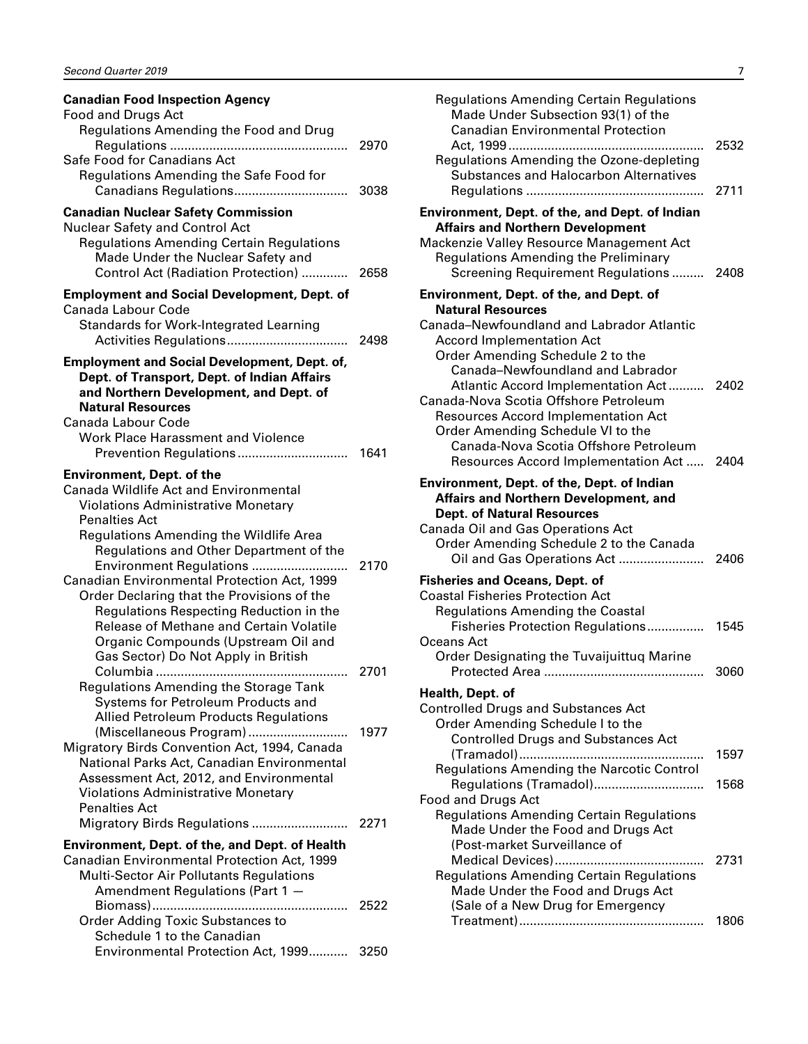**Canadian Food Inspection Agency**
Food and Drugs Act
Regulations Amending the Food and Drug Regulations .......... 2970
Safe Food for Canadians Act
Regulations Amending the Safe Food for Canadians Regulations .......... 3038

**Canadian Nuclear Safety Commission**
Nuclear Safety and Control Act
Regulations Amending Certain Regulations Made Under the Nuclear Safety and Control Act (Radiation Protection) .......... 2658

**Employment and Social Development, Dept. of**
Canada Labour Code
Standards for Work-Integrated Learning Activities Regulations .......... 2498

**Employment and Social Development, Dept. of, Dept. of Transport, Dept. of Indian Affairs and Northern Development, and Dept. of Natural Resources**
Canada Labour Code
Work Place Harassment and Violence Prevention Regulations .......... 1641

**Environment, Dept. of the**
Canada Wildlife Act and Environmental Violations Administrative Monetary Penalties Act
Regulations Amending the Wildlife Area Regulations and Other Department of the Environment Regulations .......... 2170
Canadian Environmental Protection Act, 1999
Order Declaring that the Provisions of the Regulations Respecting Reduction in the Release of Methane and Certain Volatile Organic Compounds (Upstream Oil and Gas Sector) Do Not Apply in British Columbia .......... 2701
Regulations Amending the Storage Tank Systems for Petroleum Products and Allied Petroleum Products Regulations (Miscellaneous Program) .......... 1977
Migratory Birds Convention Act, 1994, Canada National Parks Act, Canadian Environmental Assessment Act, 2012, and Environmental Violations Administrative Monetary Penalties Act
Migratory Birds Regulations .......... 2271

**Environment, Dept. of the, and Dept. of Health**
Canadian Environmental Protection Act, 1999
Multi-Sector Air Pollutants Regulations Amendment Regulations (Part 1 — Biomass) .......... 2522
Order Adding Toxic Substances to Schedule 1 to the Canadian Environmental Protection Act, 1999 .......... 3250
Regulations Amending Certain Regulations Made Under Subsection 93(1) of the Canadian Environmental Protection Act, 1999 .......... 2532
Regulations Amending the Ozone-depleting Substances and Halocarbon Alternatives Regulations .......... 2711

**Environment, Dept. of the, and Dept. of Indian Affairs and Northern Development**
Mackenzie Valley Resource Management Act
Regulations Amending the Preliminary Screening Requirement Regulations .......... 2408

**Environment, Dept. of the, and Dept. of Natural Resources**
Canada–Newfoundland and Labrador Atlantic Accord Implementation Act
Order Amending Schedule 2 to the Canada–Newfoundland and Labrador Atlantic Accord Implementation Act .......... 2402
Canada-Nova Scotia Offshore Petroleum Resources Accord Implementation Act
Order Amending Schedule VI to the Canada-Nova Scotia Offshore Petroleum Resources Accord Implementation Act .......... 2404

**Environment, Dept. of the, Dept. of Indian Affairs and Northern Development, and Dept. of Natural Resources**
Canada Oil and Gas Operations Act
Order Amending Schedule 2 to the Canada Oil and Gas Operations Act .......... 2406

**Fisheries and Oceans, Dept. of**
Coastal Fisheries Protection Act
Regulations Amending the Coastal Fisheries Protection Regulations .......... 1545
Oceans Act
Order Designating the Tuvaijuittuq Marine Protected Area .......... 3060

**Health, Dept. of**
Controlled Drugs and Substances Act
Order Amending Schedule I to the Controlled Drugs and Substances Act (Tramadol) .......... 1597
Regulations Amending the Narcotic Control Regulations (Tramadol) .......... 1568
Food and Drugs Act
Regulations Amending Certain Regulations Made Under the Food and Drugs Act (Post-market Surveillance of Medical Devices) .......... 2731
Regulations Amending Certain Regulations Made Under the Food and Drugs Act (Sale of a New Drug for Emergency Treatment) .......... 1806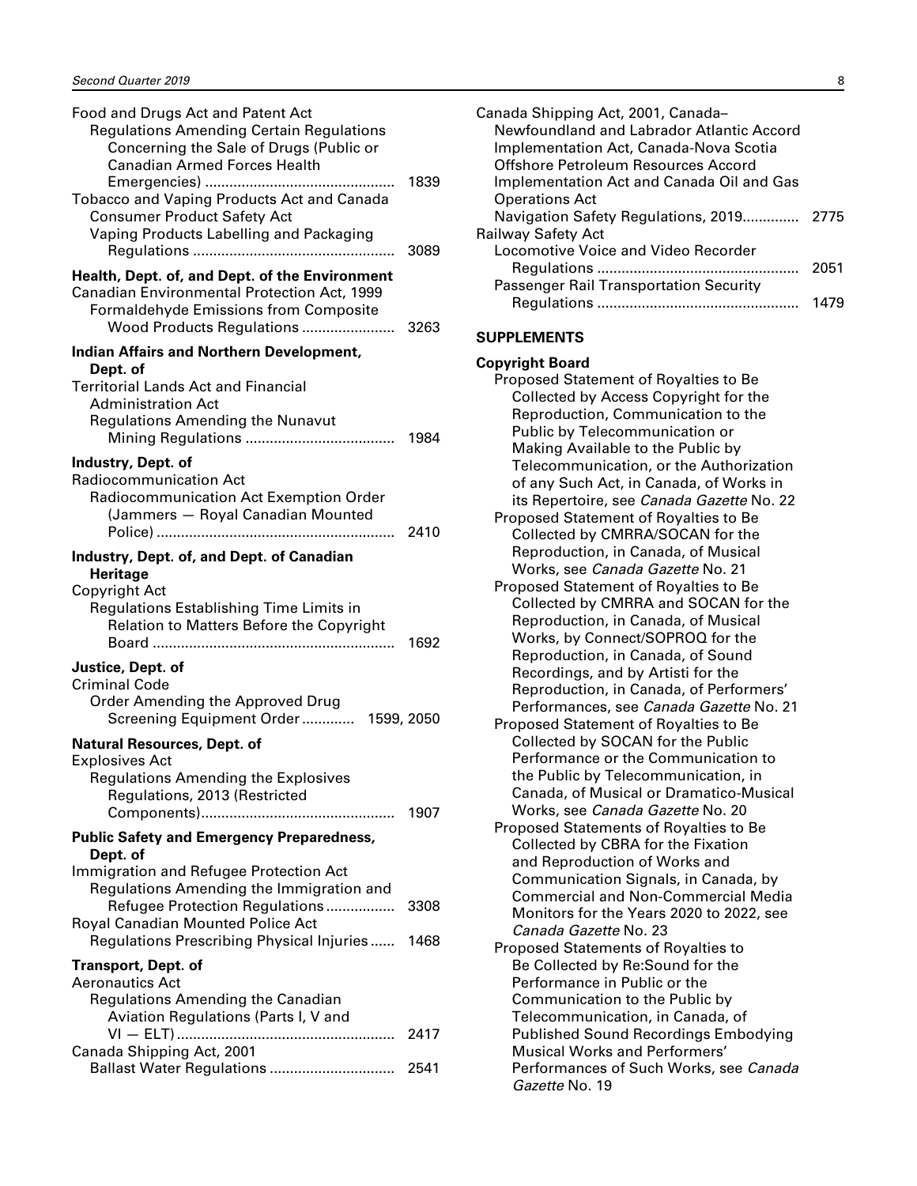Food and Drugs Act and Patent Act
Regulations Amending Certain Regulations Concerning the Sale of Drugs (Public or Canadian Armed Forces Health Emergencies) ............................................... 1839

Tobacco and Vaping Products Act and Canada Consumer Product Safety Act
Vaping Products Labelling and Packaging Regulations .................................................. 3089

**Health, Dept. of, and Dept. of the Environment**

Canadian Environmental Protection Act, 1999
Formaldehyde Emissions from Composite Wood Products Regulations ....................... 3263

**Indian Affairs and Northern Development, Dept. of**

Territorial Lands Act and Financial Administration Act
Regulations Amending the Nunavut Mining Regulations ..................................... 1984

**Industry, Dept. of**

Radiocommunication Act
Radiocommunication Act Exemption Order (Jammers — Royal Canadian Mounted Police) ........................................................... 2410

**Industry, Dept. of, and Dept. of Canadian Heritage**

Copyright Act
Regulations Establishing Time Limits in Relation to Matters Before the Copyright Board ........................................................... 1692

**Justice, Dept. of**

Criminal Code
Order Amending the Approved Drug Screening Equipment Order ............. 1599, 2050

**Natural Resources, Dept. of**

Explosives Act
Regulations Amending the Explosives Regulations, 2013 (Restricted Components)................................................ 1907

**Public Safety and Emergency Preparedness, Dept. of**

Immigration and Refugee Protection Act
Regulations Amending the Immigration and Refugee Protection Regulations ................. 3308

Royal Canadian Mounted Police Act
Regulations Prescribing Physical Injuries ...... 1468

**Transport, Dept. of**

Aeronautics Act
Regulations Amending the Canadian Aviation Regulations (Parts I, V and VI — ELT) ...................................................... 2417

Canada Shipping Act, 2001
Ballast Water Regulations ............................... 2541

Canada Shipping Act, 2001, Canada–Newfoundland and Labrador Atlantic Accord Implementation Act, Canada-Nova Scotia Offshore Petroleum Resources Accord Implementation Act and Canada Oil and Gas Operations Act
Navigation Safety Regulations, 2019.............. 2775

Railway Safety Act
Locomotive Voice and Video Recorder Regulations ................................................. 2051
Passenger Rail Transportation Security Regulations ................................................. 1479

## SUPPLEMENTS

**Copyright Board**

Proposed Statement of Royalties to Be Collected by Access Copyright for the Reproduction, Communication to the Public by Telecommunication or Making Available to the Public by Telecommunication, or the Authorization of any Such Act, in Canada, of Works in its Repertoire, see *Canada Gazette* No. 22

Proposed Statement of Royalties to Be Collected by CMRRA/SOCAN for the Reproduction, in Canada, of Musical Works, see *Canada Gazette* No. 21

Proposed Statement of Royalties to Be Collected by CMRRA and SOCAN for the Reproduction, in Canada, of Musical Works, by Connect/SOPROQ for the Reproduction, in Canada, of Sound Recordings, and by Artisti for the Reproduction, in Canada, of Performers' Performances, see *Canada Gazette* No. 21

Proposed Statement of Royalties to Be Collected by SOCAN for the Public Performance or the Communication to the Public by Telecommunication, in Canada, of Musical or Dramatico-Musical Works, see *Canada Gazette* No. 20

Proposed Statements of Royalties to Be Collected by CBRA for the Fixation and Reproduction of Works and Communication Signals, in Canada, by Commercial and Non-Commercial Media Monitors for the Years 2020 to 2022, see *Canada Gazette* No. 23

Proposed Statements of Royalties to Be Collected by Re:Sound for the Performance in Public or the Communication to the Public by Telecommunication, in Canada, of Published Sound Recordings Embodying Musical Works and Performers' Performances of Such Works, see *Canada Gazette* No. 19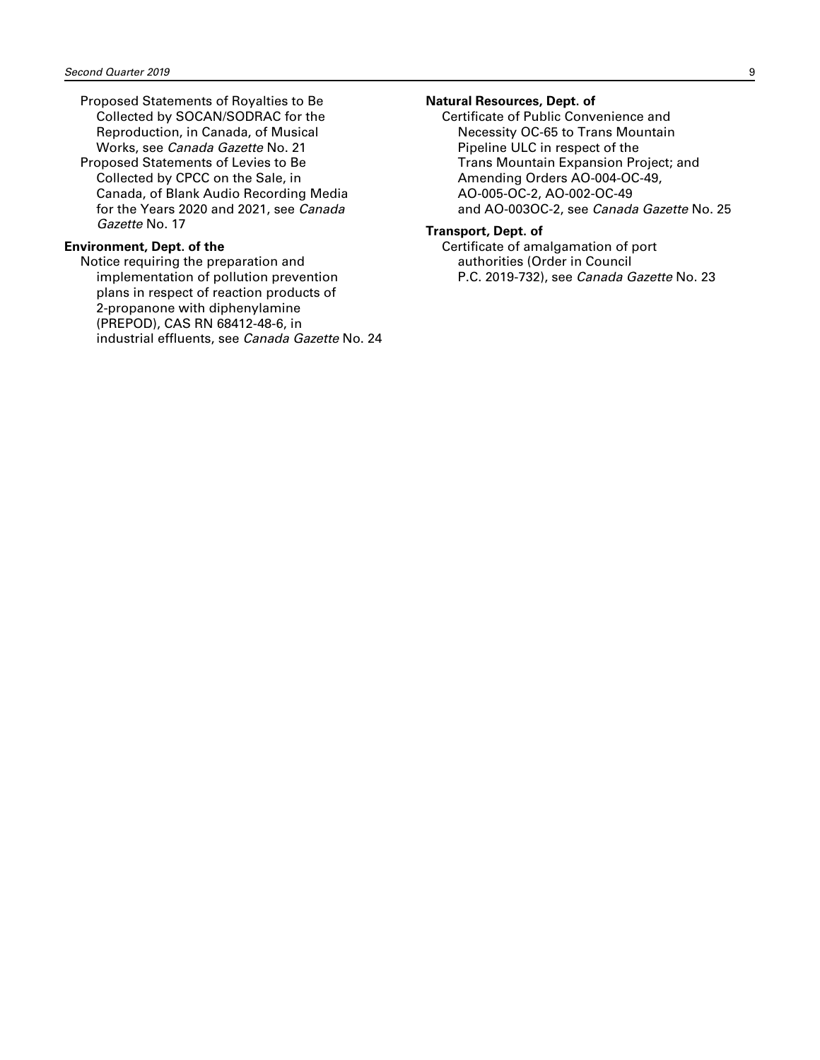Proposed Statements of Royalties to Be Collected by SOCAN/SODRAC for the Reproduction, in Canada, of Musical Works, see *Canada Gazette* No. 21

Proposed Statements of Levies to Be Collected by CPCC on the Sale, in Canada, of Blank Audio Recording Media for the Years 2020 and 2021, see *Canada Gazette* No. 17

**Environment, Dept. of the**

Notice requiring the preparation and implementation of pollution prevention plans in respect of reaction products of 2-propanone with diphenylamine (PREPOD), CAS RN 68412-48-6, in industrial effluents, see *Canada Gazette* No. 24

**Natural Resources, Dept. of**

Certificate of Public Convenience and Necessity OC-65 to Trans Mountain Pipeline ULC in respect of the Trans Mountain Expansion Project; and Amending Orders AO-004-OC-49, AO-005-OC-2, AO-002-OC-49 and AO-003OC-2, see *Canada Gazette* No. 25

**Transport, Dept. of**

Certificate of amalgamation of port authorities (Order in Council P.C. 2019-732), see *Canada Gazette* No. 23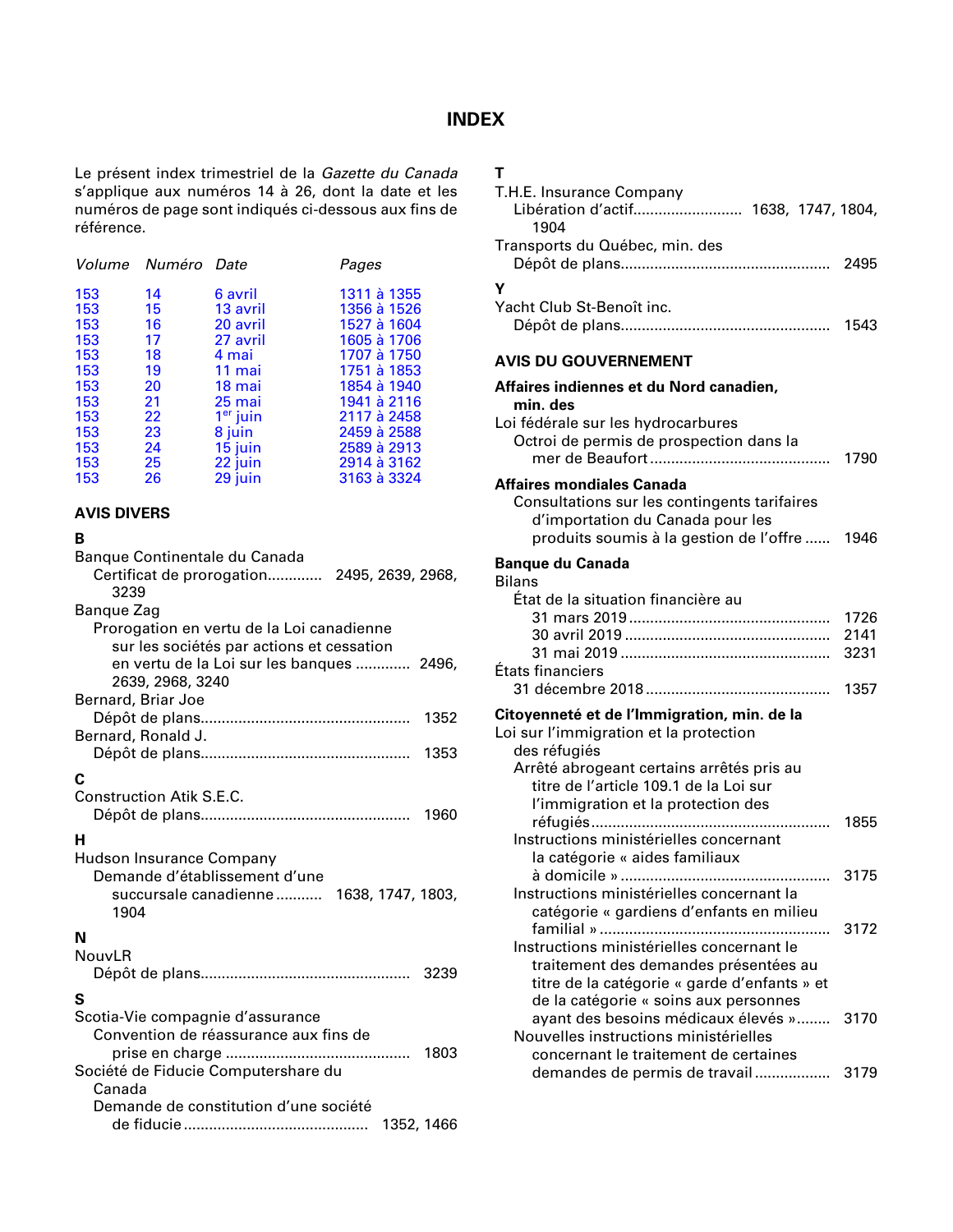# INDEX

Le présent index trimestriel de la *Gazette du Canada* s'applique aux numéros 14 à 26, dont la date et les numéros de page sont indiqués ci-dessous aux fins de référence.

| *Volume* | *Numéro* | *Date* | *Pages* |
|---|---|---|---|
| 153 | 14 | 6 avril | 1311 à 1355 |
| 153 | 15 | 13 avril | 1356 à 1526 |
| 153 | 16 | 20 avril | 1527 à 1604 |
| 153 | 17 | 27 avril | 1605 à 1706 |
| 153 | 18 | 4 mai | 1707 à 1750 |
| 153 | 19 | 11 mai | 1751 à 1853 |
| 153 | 20 | 18 mai | 1854 à 1940 |
| 153 | 21 | 25 mai | 1941 à 2116 |
| 153 | 22 | 1er juin | 2117 à 2458 |
| 153 | 23 | 8 juin | 2459 à 2588 |
| 153 | 24 | 15 juin | 2589 à 2913 |
| 153 | 25 | 22 juin | 2914 à 3162 |
| 153 | 26 | 29 juin | 3163 à 3324 |

## AVIS DIVERS

### B

Banque Continentale du Canada
- Certificat de prorogation............. 2495, 2639, 2968, 3239

Banque Zag
- Prorogation en vertu de la Loi canadienne sur les sociétés par actions et cessation en vertu de la Loi sur les banques ............. 2496, 2639, 2968, 3240

Bernard, Briar Joe
- Dépôt de plans.................................................. 1352

Bernard, Ronald J.
- Dépôt de plans.................................................. 1353

### C

Construction Atik S.E.C.
- Dépôt de plans.................................................. 1960

### H

Hudson Insurance Company
- Demande d'établissement d'une succursale canadienne........... 1638, 1747, 1803, 1904

### N

NouvLR
- Dépôt de plans.................................................. 3239

### S

Scotia-Vie compagnie d'assurance
- Convention de réassurance aux fins de prise en charge ........................................... 1803

Société de Fiducie Computershare du Canada
- Demande de constitution d'une société de fiducie ........................................... 1352, 1466

### T

T.H.E. Insurance Company
- Libération d'actif.......................... 1638, 1747, 1804, 1904

Transports du Québec, min. des
- Dépôt de plans.................................................. 2495

### Y

Yacht Club St-Benoît inc.
- Dépôt de plans.................................................. 1543

## AVIS DU GOUVERNEMENT

**Affaires indiennes et du Nord canadien, min. des**

Loi fédérale sur les hydrocarbures
- Octroi de permis de prospection dans la mer de Beaufort .......................................... 1790

**Affaires mondiales Canada**
- Consultations sur les contingents tarifaires d'importation du Canada pour les produits soumis à la gestion de l'offre ...... 1946

**Banque du Canada**

Bilans
- État de la situation financière au
  - 31 mars 2019 ............................................... 1726
  - 30 avril 2019 ................................................ 2141
  - 31 mai 2019 ................................................. 3231

États financiers
- 31 décembre 2018 ........................................... 1357

**Citoyenneté et de l'Immigration, min. de la**

Loi sur l'immigration et la protection des réfugiés
- Arrêté abrogeant certains arrêtés pris au titre de l'article 109.1 de la Loi sur l'immigration et la protection des réfugiés........................................................ 1855
- Instructions ministérielles concernant la catégorie « aides familiaux à domicile » ................................................. 3175
- Instructions ministérielles concernant la catégorie « gardiens d'enfants en milieu familial » ...................................................... 3172
- Instructions ministérielles concernant le traitement des demandes présentées au titre de la catégorie « garde d'enfants » et de la catégorie « soins aux personnes ayant des besoins médicaux élevés »........ 3170
- Nouvelles instructions ministérielles concernant le traitement de certaines demandes de permis de travail .................. 3179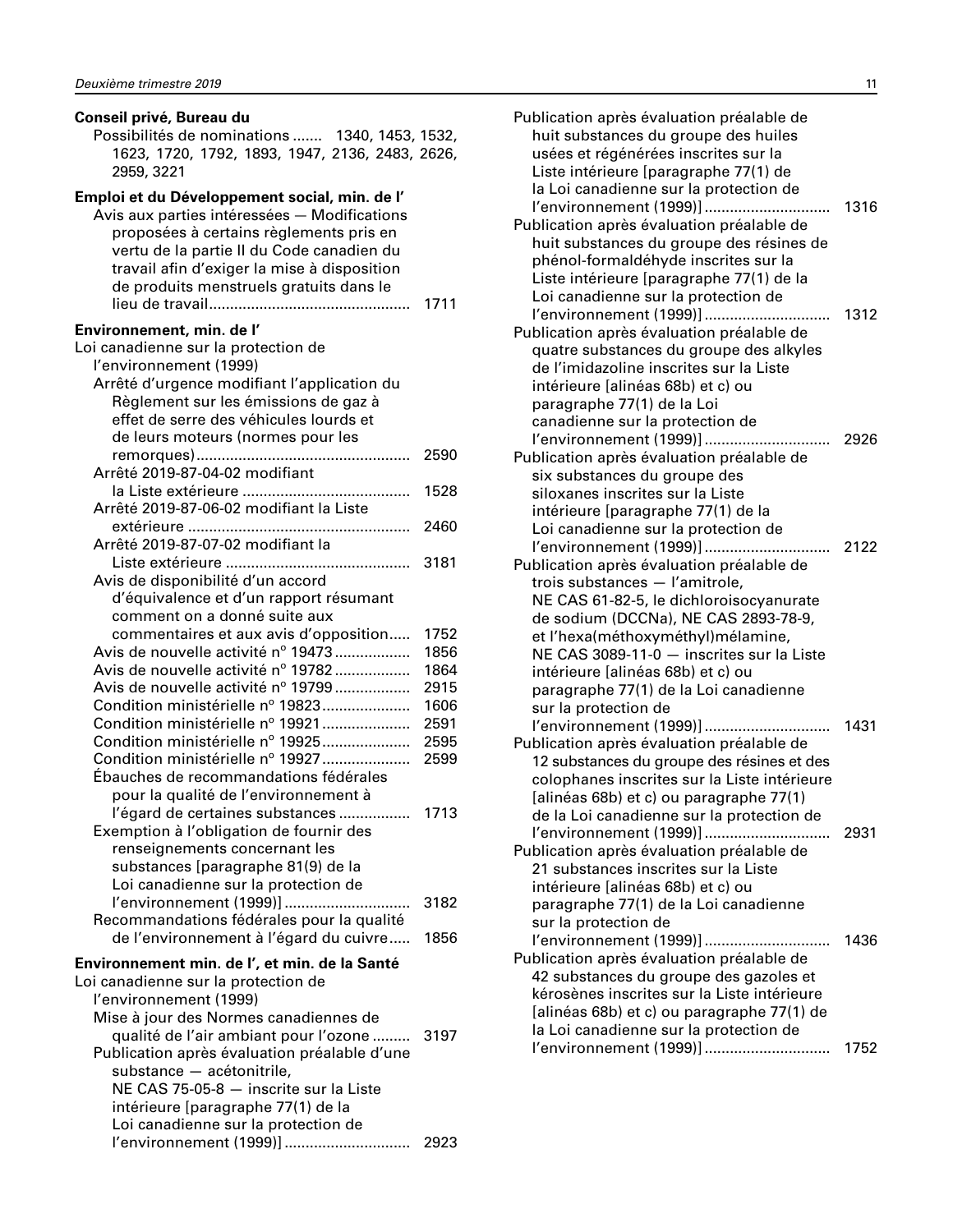**Conseil privé, Bureau du**

Possibilités de nominations ....... 1340, 1453, 1532, 1623, 1720, 1792, 1893, 1947, 2136, 2483, 2626, 2959, 3221

**Emploi et du Développement social, min. de l'**

Avis aux parties intéressées — Modifications proposées à certains règlements pris en vertu de la partie II du Code canadien du travail afin d'exiger la mise à disposition de produits menstruels gratuits dans le lieu de travail................................................ 1711

**Environnement, min. de l'**

Loi canadienne sur la protection de l'environnement (1999)

Arrêté d'urgence modifiant l'application du Règlement sur les émissions de gaz à effet de serre des véhicules lourds et de leurs moteurs (normes pour les remorques).................................................. 2590

Arrêté 2019-87-04-02 modifiant la Liste extérieure ........................................ 1528

Arrêté 2019-87-06-02 modifiant la Liste extérieure .................................................... 2460

Arrêté 2019-87-07-02 modifiant la Liste extérieure ........................................... 3181

Avis de disponibilité d'un accord d'équivalence et d'un rapport résumant comment on a donné suite aux commentaires et aux avis d'opposition..... 1752

Avis de nouvelle activité n° 19473.................. 1856

Avis de nouvelle activité n° 19782.................. 1864

Avis de nouvelle activité n° 19799.................. 2915

Condition ministérielle n° 19823..................... 1606

Condition ministérielle n° 19921..................... 2591

Condition ministérielle n° 19925..................... 2595

Condition ministérielle n° 19927..................... 2599

Ébauches de recommandations fédérales pour la qualité de l'environnement à l'égard de certaines substances ................. 1713

Exemption à l'obligation de fournir des renseignements concernant les substances [paragraphe 81(9) de la Loi canadienne sur la protection de l'environnement (1999)] ............................. 3182

Recommandations fédérales pour la qualité de l'environnement à l'égard du cuivre..... 1856

**Environnement min. de l', et min. de la Santé**

Loi canadienne sur la protection de l'environnement (1999)

Mise à jour des Normes canadiennes de qualité de l'air ambiant pour l'ozone ......... 3197

Publication après évaluation préalable d'une substance — acétonitrile, NE CAS 75-05-8 — inscrite sur la Liste intérieure [paragraphe 77(1) de la Loi canadienne sur la protection de l'environnement (1999)] ............................. 2923

Publication après évaluation préalable de huit substances du groupe des huiles usées et régénérées inscrites sur la Liste intérieure [paragraphe 77(1) de la Loi canadienne sur la protection de l'environnement (1999)] ............................. 1316

Publication après évaluation préalable de huit substances du groupe des résines de phénol-formaldéhyde inscrites sur la Liste intérieure [paragraphe 77(1) de la Loi canadienne sur la protection de l'environnement (1999)] ............................. 1312

Publication après évaluation préalable de quatre substances du groupe des alkyles de l'imidazoline inscrites sur la Liste intérieure [alinéas 68b) et c) ou paragraphe 77(1) de la Loi canadienne sur la protection de l'environnement (1999)] ............................. 2926

Publication après évaluation préalable de six substances du groupe des siloxanes inscrites sur la Liste intérieure [paragraphe 77(1) de la Loi canadienne sur la protection de l'environnement (1999)] ............................. 2122

Publication après évaluation préalable de trois substances — l'amitrole, NE CAS 61-82-5, le dichloroisocyanurate de sodium (DCCNa), NE CAS 2893-78-9, et l'hexa(méthoxyméthyl)mélamine, NE CAS 3089-11-0 — inscrites sur la Liste intérieure [alinéas 68b) et c) ou paragraphe 77(1) de la Loi canadienne sur la protection de l'environnement (1999)] ............................. 1431

Publication après évaluation préalable de 12 substances du groupe des résines et des colophanes inscrites sur la Liste intérieure [alinéas 68b) et c) ou paragraphe 77(1) de la Loi canadienne sur la protection de l'environnement (1999)] ............................. 2931

Publication après évaluation préalable de 21 substances inscrites sur la Liste intérieure [alinéas 68b) et c) ou paragraphe 77(1) de la Loi canadienne sur la protection de l'environnement (1999)] ............................. 1436

Publication après évaluation préalable de 42 substances du groupe des gazoles et kérosènes inscrites sur la Liste intérieure [alinéas 68b) et c) ou paragraphe 77(1) de la Loi canadienne sur la protection de l'environnement (1999)] ............................. 1752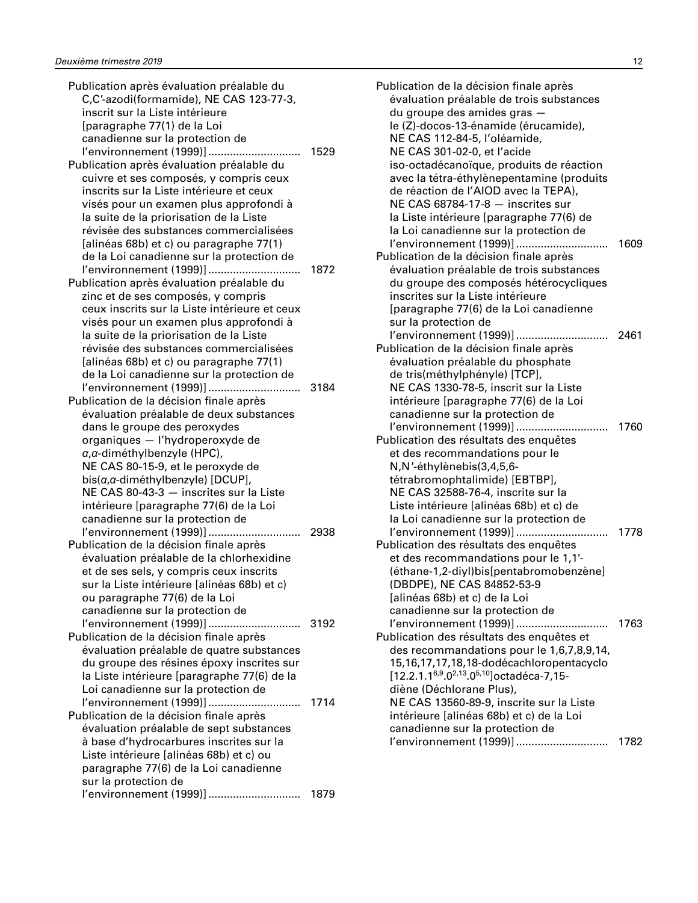Publication après évaluation préalable du C,C′-azodi(formamide), NE CAS 123-77-3, inscrit sur la Liste intérieure [paragraphe 77(1) de la Loi canadienne sur la protection de l'environnement (1999)] ............................. 1529

Publication après évaluation préalable du cuivre et ses composés, y compris ceux inscrits sur la Liste intérieure et ceux visés pour un examen plus approfondi à la suite de la priorisation de la Liste révisée des substances commercialisées [alinéas 68b) et c) ou paragraphe 77(1) de la Loi canadienne sur la protection de l'environnement (1999)] ............................. 1872

Publication après évaluation préalable du zinc et de ses composés, y compris ceux inscrits sur la Liste intérieure et ceux visés pour un examen plus approfondi à la suite de la priorisation de la Liste révisée des substances commercialisées [alinéas 68b) et c) ou paragraphe 77(1) de la Loi canadienne sur la protection de l'environnement (1999)] ............................. 3184

Publication de la décision finale après évaluation préalable de deux substances dans le groupe des peroxydes organiques — l'hydroperoxyde de *α*,*α*-diméthylbenzyle (HPC), NE CAS 80-15-9, et le peroxyde de bis(*α*,*α*-diméthylbenzyle) [DCUP], NE CAS 80-43-3 — inscrites sur la Liste intérieure [paragraphe 77(6) de la Loi canadienne sur la protection de l'environnement (1999)] ............................. 2938

Publication de la décision finale après évaluation préalable de la chlorhexidine et de ses sels, y compris ceux inscrits sur la Liste intérieure [alinéas 68b) et c) ou paragraphe 77(6) de la Loi canadienne sur la protection de l'environnement (1999)] ............................. 3192

Publication de la décision finale après évaluation préalable de quatre substances du groupe des résines époxy inscrites sur la Liste intérieure [paragraphe 77(6) de la Loi canadienne sur la protection de l'environnement (1999)] ............................. 1714

Publication de la décision finale après évaluation préalable de sept substances à base d'hydrocarbures inscrites sur la Liste intérieure [alinéas 68b) et c) ou paragraphe 77(6) de la Loi canadienne sur la protection de l'environnement (1999)] ............................. 1879

Publication de la décision finale après évaluation préalable de trois substances du groupe des amides gras — le (Z)-docos-13-énamide (érucamide), NE CAS 112-84-5, l'oléamide, NE CAS 301-02-0, et l'acide iso-octadécanoïque, produits de réaction avec la tétra-éthylènepentamine (produits de réaction de l'AIOD avec la TEPA), NE CAS 68784-17-8 — inscrites sur la Liste intérieure [paragraphe 77(6) de la Loi canadienne sur la protection de l'environnement (1999)] ............................. 1609

Publication de la décision finale après évaluation préalable de trois substances du groupe des composés hétérocycliques inscrites sur la Liste intérieure [paragraphe 77(6) de la Loi canadienne sur la protection de l'environnement (1999)] ............................. 2461

Publication de la décision finale après évaluation préalable du phosphate de tris(méthylphényle) [TCP], NE CAS 1330-78-5, inscrit sur la Liste intérieure [paragraphe 77(6) de la Loi canadienne sur la protection de l'environnement (1999)] ............................. 1760

Publication des résultats des enquêtes et des recommandations pour le N,N′-éthylènebis(3,4,5,6-tétrabromophtalimide) [EBTBP], NE CAS 32588-76-4, inscrite sur la Liste intérieure [alinéas 68b) et c) de la Loi canadienne sur la protection de l'environnement (1999)] ............................. 1778

Publication des résultats des enquêtes et des recommandations pour le 1,1′-(éthane-1,2-diyl)bis[pentabromobenzène] (DBDPE), NE CAS 84852-53-9 [alinéas 68b) et c) de la Loi canadienne sur la protection de l'environnement (1999)] ............................. 1763

Publication des résultats des enquêtes et des recommandations pour le 1,6,7,8,9,14,15,16,17,17,18,18-dodécachloropentacyclo[12.2.1.1$^{6,9}$.0$^{2,13}$.0$^{5,10}$]octadéca-7,15-diène (Déchlorane Plus), NE CAS 13560-89-9, inscrite sur la Liste intérieure [alinéas 68b) et c) de la Loi canadienne sur la protection de l'environnement (1999)] ............................. 1782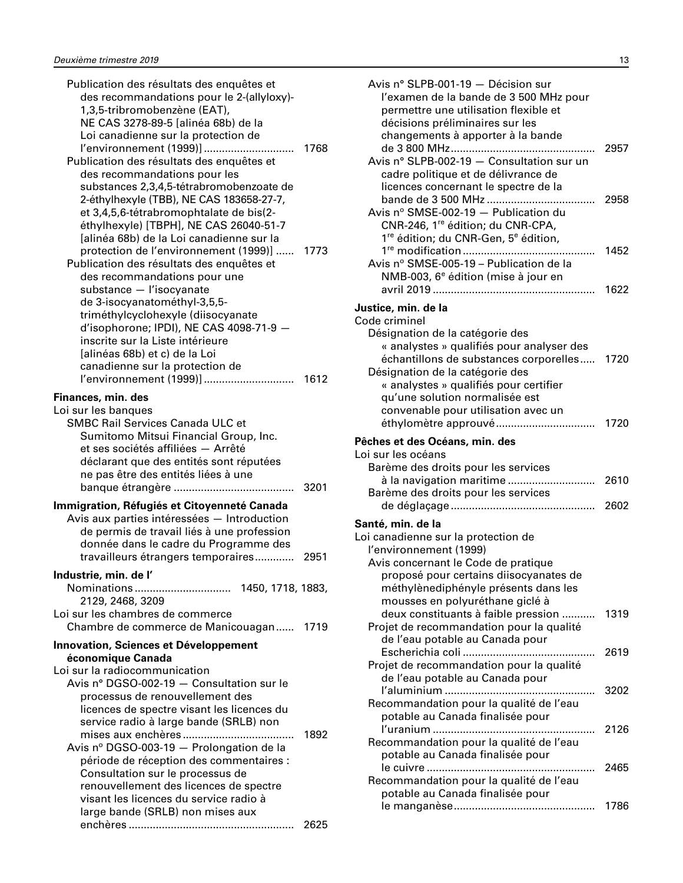Publication des résultats des enquêtes et des recommandations pour le 2-(allyloxy)-1,3,5-tribromobenzène (EAT), NE CAS 3278-89-5 [alinéa 68b) de la Loi canadienne sur la protection de l'environnement (1999)] ............................. 1768

Publication des résultats des enquêtes et des recommandations pour les substances 2,3,4,5-tétrabromobenzoate de 2-éthylhexyle (TBB), NE CAS 183658-27-7, et 3,4,5,6-tétrabromophtalate de bis(2-éthylhexyle) [TBPH], NE CAS 26040-51-7 [alinéa 68b) de la Loi canadienne sur la protection de l'environnement (1999)] ...... 1773

Publication des résultats des enquêtes et des recommandations pour une substance — l'isocyanate de 3-isocyanatométhyl-3,5,5-triméthylcyclohexyle (diisocyanate d'isophorone; IPDI), NE CAS 4098-71-9 — inscrite sur la Liste intérieure [alinéas 68b) et c) de la Loi canadienne sur la protection de l'environnement (1999)] ............................. 1612

**Finances, min. des**

Loi sur les banques

SMBC Rail Services Canada ULC et Sumitomo Mitsui Financial Group, Inc. et ses sociétés affiliées — Arrêté déclarant que des entités sont réputées ne pas être des entités liées à une banque étrangère ........................................ 3201

**Immigration, Réfugiés et Citoyenneté Canada**

Avis aux parties intéressées — Introduction de permis de travail liés à une profession donnée dans le cadre du Programme des travailleurs étrangers temporaires............. 2951

**Industrie, min. de l'**

Nominations ................................ 1450, 1718, 1883, 2129, 2468, 3209

Loi sur les chambres de commerce

Chambre de commerce de Manicouagan...... 1719

**Innovation, Sciences et Développement économique Canada**

Loi sur la radiocommunication

Avis n° DGSO-002-19 — Consultation sur le processus de renouvellement des licences de spectre visant les licences du service radio à large bande (SRLB) non mises aux enchères.................................... 1892

Avis n° DGSO-003-19 — Prolongation de la période de réception des commentaires : Consultation sur le processus de renouvellement des licences de spectre visant les licences du service radio à large bande (SRLB) non mises aux enchères ...................................................... 2625

Avis n° SLPB-001-19 — Décision sur l'examen de la bande de 3 500 MHz pour permettre une utilisation flexible et décisions préliminaires sur les changements à apporter à la bande de 3 800 MHz............................................... 2957

Avis n° SLPB-002-19 — Consultation sur un cadre politique et de délivrance de licences concernant le spectre de la bande de 3 500 MHz ................................... 2958

Avis n° SMSE-002-19 — Publication du CNR-246, 1re édition; du CNR-CPA, 1re édition; du CNR-Gen, 5e édition, 1re modification ........................................... 1452

Avis n° SMSE-005-19 – Publication de la NMB-003, 6e édition (mise à jour en avril 2019 ..................................................... 1622

**Justice, min. de la**

Code criminel

Désignation de la catégorie des « analystes » qualifiés pour analyser des échantillons de substances corporelles..... 1720

Désignation de la catégorie des « analystes » qualifiés pour certifier qu'une solution normalisée est convenable pour utilisation avec un éthylomètre approuvé................................ 1720

**Pêches et des Océans, min. des**

Loi sur les océans

Barème des droits pour les services à la navigation maritime ............................ 2610

Barème des droits pour les services de déglaçage ............................................... 2602

**Santé, min. de la**

Loi canadienne sur la protection de l'environnement (1999)

Avis concernant le Code de pratique proposé pour certains diisocyanates de méthylènediphényle présents dans les mousses en polyuréthane giclé à deux constituants à faible pression ........... 1319

Projet de recommandation pour la qualité de l'eau potable au Canada pour Escherichia coli ........................................... 2619

Projet de recommandation pour la qualité de l'eau potable au Canada pour l'aluminium ................................................. 3202

Recommandation pour la qualité de l'eau potable au Canada finalisée pour l'uranium ..................................................... 2126

Recommandation pour la qualité de l'eau potable au Canada finalisée pour le cuivre ....................................................... 2465

Recommandation pour la qualité de l'eau potable au Canada finalisée pour le manganèse.............................................. 1786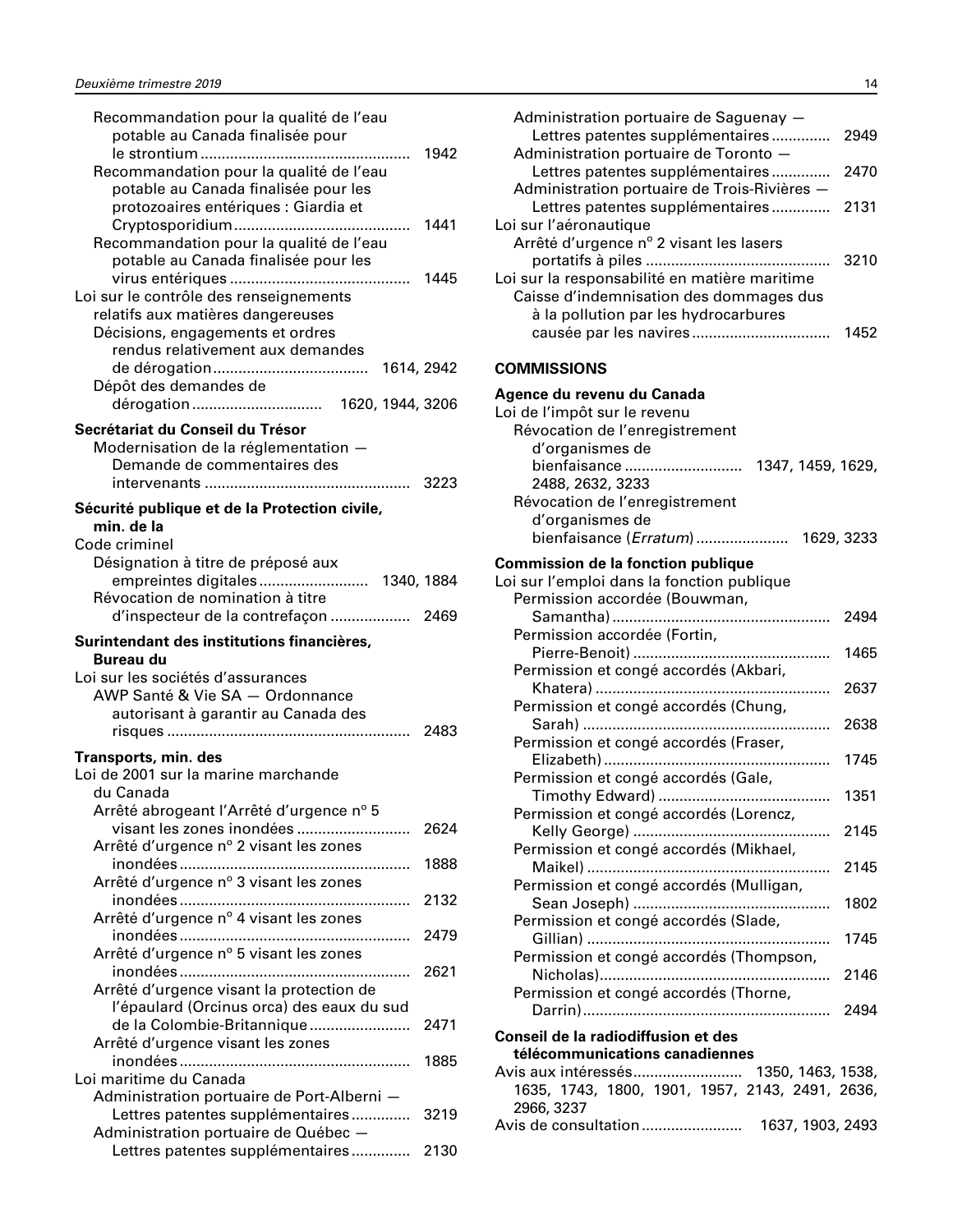Recommandation pour la qualité de l'eau potable au Canada finalisée pour le strontium ... 1942
Recommandation pour la qualité de l'eau potable au Canada finalisée pour les protozoaires entériques : Giardia et Cryptosporidium ... 1441
Recommandation pour la qualité de l'eau potable au Canada finalisée pour les virus entériques ... 1445

Loi sur le contrôle des renseignements relatifs aux matières dangereuses
Décisions, engagements et ordres rendus relativement aux demandes de dérogation ... 1614, 2942
Dépôt des demandes de dérogation ... 1620, 1944, 3206

**Secrétariat du Conseil du Trésor**

Modernisation de la réglementation — Demande de commentaires des intervenants ... 3223

**Sécurité publique et de la Protection civile, min. de la**

Code criminel
Désignation à titre de préposé aux empreintes digitales ... 1340, 1884
Révocation de nomination à titre d'inspecteur de la contrefaçon ... 2469

**Surintendant des institutions financières, Bureau du**

Loi sur les sociétés d'assurances
AWP Santé & Vie SA — Ordonnance autorisant à garantir au Canada des risques ... 2483

**Transports, min. des**

Loi de 2001 sur la marine marchande du Canada
Arrêté abrogeant l'Arrêté d'urgence n° 5 visant les zones inondées ... 2624
Arrêté d'urgence n° 2 visant les zones inondées ... 1888
Arrêté d'urgence n° 3 visant les zones inondées ... 2132
Arrêté d'urgence n° 4 visant les zones inondées ... 2479
Arrêté d'urgence n° 5 visant les zones inondées ... 2621
Arrêté d'urgence visant la protection de l'épaulard (Orcinus orca) des eaux du sud de la Colombie-Britannique ... 2471
Arrêté d'urgence visant les zones inondées ... 1885

Loi maritime du Canada
Administration portuaire de Port-Alberni — Lettres patentes supplémentaires ... 3219
Administration portuaire de Québec — Lettres patentes supplémentaires ... 2130
Administration portuaire de Saguenay — Lettres patentes supplémentaires ... 2949
Administration portuaire de Toronto — Lettres patentes supplémentaires ... 2470
Administration portuaire de Trois-Rivières — Lettres patentes supplémentaires ... 2131

Loi sur l'aéronautique
Arrêté d'urgence n° 2 visant les lasers portatifs à piles ... 3210

Loi sur la responsabilité en matière maritime
Caisse d'indemnisation des dommages dus à la pollution par les hydrocarbures causée par les navires ... 1452

## COMMISSIONS

**Agence du revenu du Canada**

Loi de l'impôt sur le revenu
Révocation de l'enregistrement d'organismes de bienfaisance ... 1347, 1459, 1629, 2488, 2632, 3233
Révocation de l'enregistrement d'organismes de bienfaisance (*Erratum*) ... 1629, 3233

**Commission de la fonction publique**

Loi sur l'emploi dans la fonction publique
Permission accordée (Bouwman, Samantha) ... 2494
Permission accordée (Fortin, Pierre-Benoit) ... 1465
Permission et congé accordés (Akbari, Khatera) ... 2637
Permission et congé accordés (Chung, Sarah) ... 2638
Permission et congé accordés (Fraser, Elizabeth) ... 1745
Permission et congé accordés (Gale, Timothy Edward) ... 1351
Permission et congé accordés (Lorencz, Kelly George) ... 2145
Permission et congé accordés (Mikhael, Maikel) ... 2145
Permission et congé accordés (Mulligan, Sean Joseph) ... 1802
Permission et congé accordés (Slade, Gillian) ... 1745
Permission et congé accordés (Thompson, Nicholas) ... 2146
Permission et congé accordés (Thorne, Darrin) ... 2494

**Conseil de la radiodiffusion et des télécommunications canadiennes**

Avis aux intéressés ... 1350, 1463, 1538, 1635, 1743, 1800, 1901, 1957, 2143, 2491, 2636, 2966, 3237
Avis de consultation ... 1637, 1903, 2493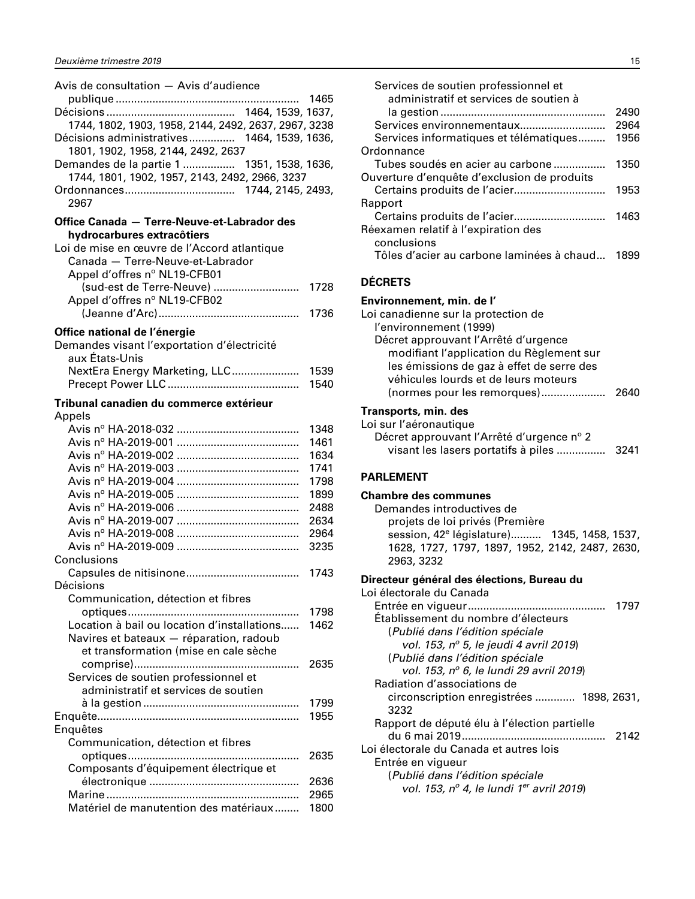Avis de consultation — Avis d'audience publique ........ 1465
Décisions ........ 1464, 1539, 1637, 1744, 1802, 1903, 1958, 2144, 2492, 2637, 2967, 3238
Décisions administratives ........ 1464, 1539, 1636, 1801, 1902, 1958, 2144, 2492, 2637
Demandes de la partie 1 ........ 1351, 1538, 1636, 1744, 1801, 1902, 1957, 2143, 2492, 2966, 3237
Ordonnances ........ 1744, 2145, 2493, 2967

**Office Canada — Terre-Neuve-et-Labrador des hydrocarbures extracôtiers**

Loi de mise en œuvre de l'Accord atlantique Canada — Terre-Neuve-et-Labrador
- Appel d'offres n° NL19-CFB01 (sud-est de Terre-Neuve) ........ 1728
- Appel d'offres n° NL19-CFB02 (Jeanne d'Arc) ........ 1736

**Office national de l'énergie**

Demandes visant l'exportation d'électricité aux États-Unis
- NextEra Energy Marketing, LLC ........ 1539
- Precept Power LLC ........ 1540

**Tribunal canadien du commerce extérieur**

Appels
- Avis n° HA-2018-032 ........ 1348
- Avis n° HA-2019-001 ........ 1461
- Avis n° HA-2019-002 ........ 1634
- Avis n° HA-2019-003 ........ 1741
- Avis n° HA-2019-004 ........ 1798
- Avis n° HA-2019-005 ........ 1899
- Avis n° HA-2019-006 ........ 2488
- Avis n° HA-2019-007 ........ 2634
- Avis n° HA-2019-008 ........ 2964
- Avis n° HA-2019-009 ........ 3235

Conclusions
- Capsules de nitisinone ........ 1743

Décisions
- Communication, détection et fibres optiques ........ 1798
- Location à bail ou location d'installations ........ 1462
- Navires et bateaux — réparation, radoub et transformation (mise en cale sèche comprise) ........ 2635
- Services de soutien professionnel et administratif et services de soutien à la gestion ........ 1799

Enquête ........ 1955

Enquêtes
- Communication, détection et fibres optiques ........ 2635
- Composants d'équipement électrique et électronique ........ 2636
- Marine ........ 2965
- Matériel de manutention des matériaux ........ 1800
- Services de soutien professionnel et administratif et services de soutien à la gestion ........ 2490
- Services environnementaux ........ 2964
- Services informatiques et télématiques ........ 1956

Ordonnance
- Tubes soudés en acier au carbone ........ 1350

Ouverture d'enquête d'exclusion de produits
- Certains produits de l'acier ........ 1953

Rapport
- Certains produits de l'acier ........ 1463

Réexamen relatif à l'expiration des conclusions
- Tôles d'acier au carbone laminées à chaud ........ 1899

## DÉCRETS

**Environnement, min. de l'**

Loi canadienne sur la protection de l'environnement (1999)
- Décret approuvant l'Arrêté d'urgence modifiant l'application du Règlement sur les émissions de gaz à effet de serre des véhicules lourds et de leurs moteurs (normes pour les remorques) ........ 2640

**Transports, min. des**

Loi sur l'aéronautique
- Décret approuvant l'Arrêté d'urgence n° 2 visant les lasers portatifs à piles ........ 3241

## PARLEMENT

**Chambre des communes**

Demandes introductives de projets de loi privés (Première session, 42e législature) ........ 1345, 1458, 1537, 1628, 1727, 1797, 1897, 1952, 2142, 2487, 2630, 2963, 3232

**Directeur général des élections, Bureau du**

Loi électorale du Canada
- Entrée en vigueur ........ 1797
- Établissement du nombre d'électeurs
  - (*Publié dans l'édition spéciale vol. 153, n° 5, le jeudi 4 avril 2019*)
  - (*Publié dans l'édition spéciale vol. 153, n° 6, le lundi 29 avril 2019*)
- Radiation d'associations de circonscription enregistrées ........ 1898, 2631, 3232
- Rapport de député élu à l'élection partielle du 6 mai 2019 ........ 2142

Loi électorale du Canada et autres lois
- Entrée en vigueur
  - (*Publié dans l'édition spéciale vol. 153, n° 4, le lundi 1er avril 2019*)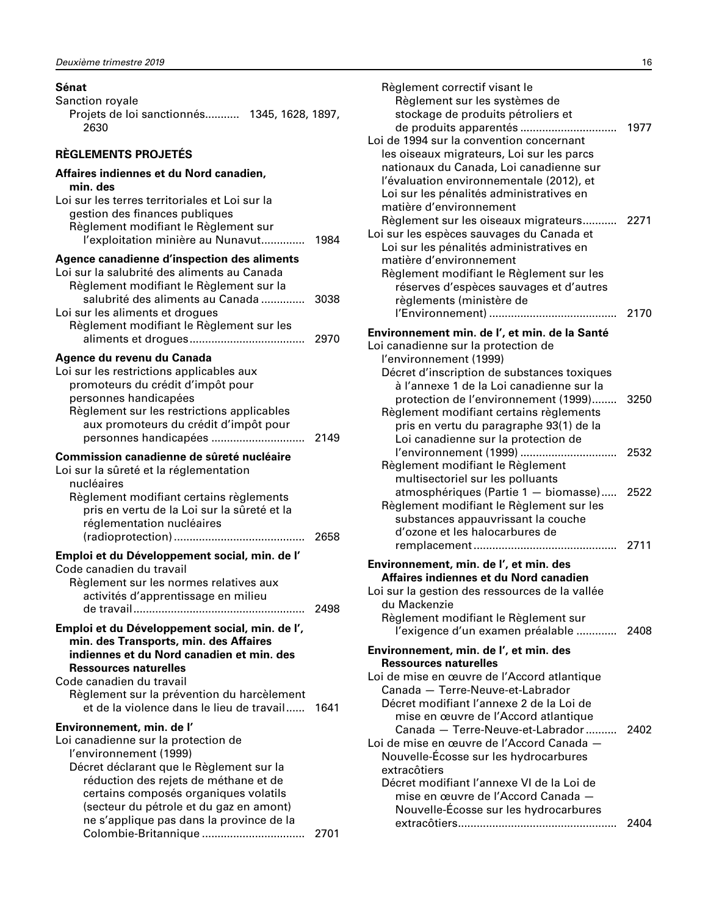**Sénat**

Sanction royale

Projets de loi sanctionnés........... 1345, 1628, 1897, 2630

## RÈGLEMENTS PROJETÉS

**Affaires indiennes et du Nord canadien, min. des**

Loi sur les terres territoriales et Loi sur la gestion des finances publiques

Règlement modifiant le Règlement sur l'exploitation minière au Nunavut.............. 1984

**Agence canadienne d'inspection des aliments**

Loi sur la salubrité des aliments au Canada

Règlement modifiant le Règlement sur la salubrité des aliments au Canada .............. 3038

Loi sur les aliments et drogues

Règlement modifiant le Règlement sur les aliments et drogues..................................... 2970

**Agence du revenu du Canada**

Loi sur les restrictions applicables aux promoteurs du crédit d'impôt pour personnes handicapées

Règlement sur les restrictions applicables aux promoteurs du crédit d'impôt pour personnes handicapées ............................. 2149

**Commission canadienne de sûreté nucléaire**

Loi sur la sûreté et la réglementation nucléaires

Règlement modifiant certains règlements pris en vertu de la Loi sur la sûreté et la réglementation nucléaires (radioprotection).......................................... 2658

**Emploi et du Développement social, min. de l'**

Code canadien du travail

Règlement sur les normes relatives aux activités d'apprentissage en milieu de travail...................................................... 2498

**Emploi et du Développement social, min. de l', min. des Transports, min. des Affaires indiennes et du Nord canadien et min. des Ressources naturelles**

Code canadien du travail

Règlement sur la prévention du harcèlement et de la violence dans le lieu de travail...... 1641

**Environnement, min. de l'**

Loi canadienne sur la protection de l'environnement (1999)

Décret déclarant que le Règlement sur la réduction des rejets de méthane et de certains composés organiques volatils (secteur du pétrole et du gaz en amont) ne s'applique pas dans la province de la Colombie-Britannique ................................. 2701

Règlement correctif visant le Règlement sur les systèmes de stockage de produits pétroliers et de produits apparentés .............................. 1977

Loi de 1994 sur la convention concernant les oiseaux migrateurs, Loi sur les parcs nationaux du Canada, Loi canadienne sur l'évaluation environnementale (2012), et Loi sur les pénalités administratives en matière d'environnement

Règlement sur les oiseaux migrateurs........... 2271

Loi sur les espèces sauvages du Canada et Loi sur les pénalités administratives en matière d'environnement

Règlement modifiant le Règlement sur les réserves d'espèces sauvages et d'autres règlements (ministère de l'Environnement) ......................................... 2170

**Environnement min. de l', et min. de la Santé**

Loi canadienne sur la protection de l'environnement (1999)

Décret d'inscription de substances toxiques à l'annexe 1 de la Loi canadienne sur la protection de l'environnement (1999)........ 3250

Règlement modifiant certains règlements pris en vertu du paragraphe 93(1) de la Loi canadienne sur la protection de l'environnement (1999) .............................. 2532

Règlement modifiant le Règlement multisectoriel sur les polluants atmosphériques (Partie 1 — biomasse)..... 2522

Règlement modifiant le Règlement sur les substances appauvrissant la couche d'ozone et les halocarbures de remplacement............................................. 2711

**Environnement, min. de l', et min. des Affaires indiennes et du Nord canadien**

Loi sur la gestion des ressources de la vallée du Mackenzie

Règlement modifiant le Règlement sur l'exigence d'un examen préalable ............. 2408

**Environnement, min. de l', et min. des Ressources naturelles**

Loi de mise en œuvre de l'Accord atlantique Canada — Terre-Neuve-et-Labrador

Décret modifiant l'annexe 2 de la Loi de mise en œuvre de l'Accord atlantique Canada — Terre-Neuve-et-Labrador .......... 2402

Loi de mise en œuvre de l'Accord Canada — Nouvelle-Écosse sur les hydrocarbures extracôtiers

Décret modifiant l'annexe VI de la Loi de mise en œuvre de l'Accord Canada — Nouvelle-Écosse sur les hydrocarbures extracôtiers................................................. 2404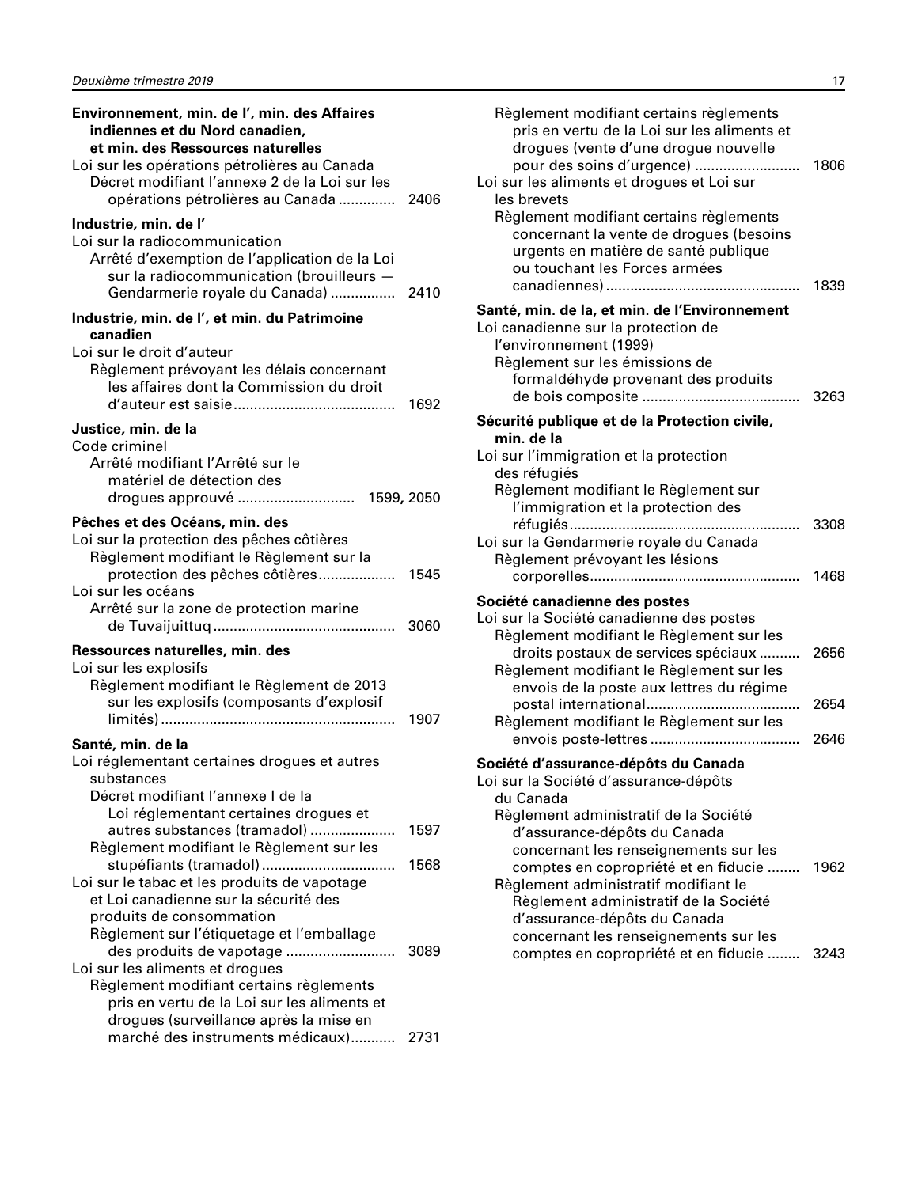**Environnement, min. de l’, min. des Affaires indiennes et du Nord canadien, et min. des Ressources naturelles**

Loi sur les opérations pétrolières au Canada
- Décret modifiant l’annexe 2 de la Loi sur les opérations pétrolières au Canada .............. 2406

**Industrie, min. de l’**

Loi sur la radiocommunication
- Arrêté d’exemption de l’application de la Loi sur la radiocommunication (brouilleurs — Gendarmerie royale du Canada) ................ 2410

**Industrie, min. de l’, et min. du Patrimoine canadien**

Loi sur le droit d’auteur
- Règlement prévoyant les délais concernant les affaires dont la Commission du droit d’auteur est saisie........................................ 1692

**Justice, min. de la**

Code criminel
- Arrêté modifiant l’Arrêté sur le matériel de détection des drogues approuvé ............................ 1599, 2050

**Pêches et des Océans, min. des**

Loi sur la protection des pêches côtières
- Règlement modifiant le Règlement sur la protection des pêches côtières................... 1545

Loi sur les océans
- Arrêté sur la zone de protection marine de Tuvaijuittuq............................................. 3060

**Ressources naturelles, min. des**

Loi sur les explosifs
- Règlement modifiant le Règlement de 2013 sur les explosifs (composants d’explosif limités).......................................................... 1907

**Santé, min. de la**

Loi réglementant certaines drogues et autres substances
- Décret modifiant l’annexe I de la Loi réglementant certaines drogues et autres substances (tramadol) ..................... 1597
- Règlement modifiant le Règlement sur les stupéfiants (tramadol) ................................ 1568

Loi sur le tabac et les produits de vapotage et Loi canadienne sur la sécurité des produits de consommation
- Règlement sur l’étiquetage et l’emballage des produits de vapotage ........................... 3089

Loi sur les aliments et drogues
- Règlement modifiant certains règlements pris en vertu de la Loi sur les aliments et drogues (surveillance après la mise en marché des instruments médicaux)........... 2731
- Règlement modifiant certains règlements pris en vertu de la Loi sur les aliments et drogues (vente d’une drogue nouvelle pour des soins d’urgence) .......................... 1806

Loi sur les aliments et drogues et Loi sur les brevets
- Règlement modifiant certains règlements concernant la vente de drogues (besoins urgents en matière de santé publique ou touchant les Forces armées canadiennes)............................................... 1839

**Santé, min. de la, et min. de l’Environnement**

Loi canadienne sur la protection de l’environnement (1999)
- Règlement sur les émissions de formaldéhyde provenant des produits de bois composite ....................................... 3263

**Sécurité publique et de la Protection civile, min. de la**

Loi sur l’immigration et la protection des réfugiés
- Règlement modifiant le Règlement sur l’immigration et la protection des réfugiés........................................................ 3308

Loi sur la Gendarmerie royale du Canada
- Règlement prévoyant les lésions corporelles.................................................... 1468

**Société canadienne des postes**

Loi sur la Société canadienne des postes
- Règlement modifiant le Règlement sur les droits postaux de services spéciaux .......... 2656
- Règlement modifiant le Règlement sur les envois de la poste aux lettres du régime postal international...................................... 2654
- Règlement modifiant le Règlement sur les envois poste-lettres ..................................... 2646

**Société d’assurance-dépôts du Canada**

Loi sur la Société d’assurance-dépôts du Canada
- Règlement administratif de la Société d’assurance-dépôts du Canada concernant les renseignements sur les comptes en copropriété et en fiducie ........ 1962
- Règlement administratif modifiant le Règlement administratif de la Société d’assurance-dépôts du Canada concernant les renseignements sur les comptes en copropriété et en fiducie ........ 3243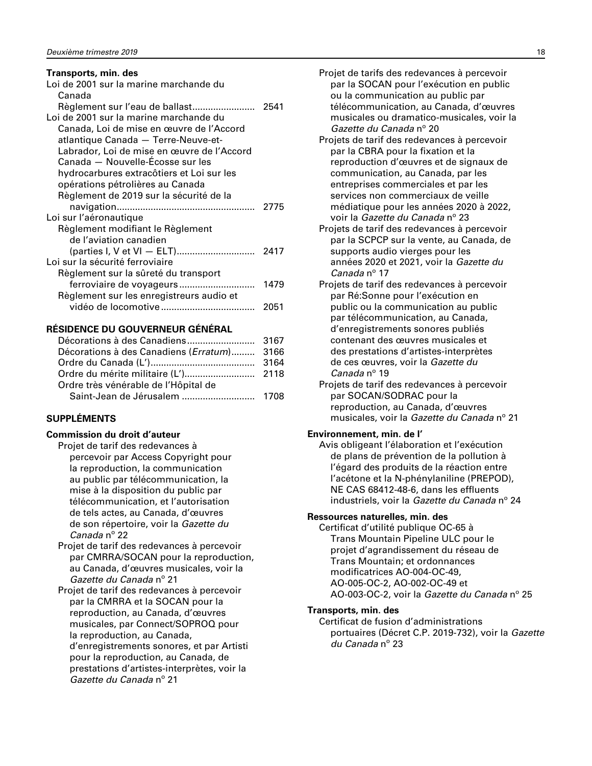**Transports, min. des**

Loi de 2001 sur la marine marchande du Canada

- Règlement sur l'eau de ballast........................ 2541

Loi de 2001 sur la marine marchande du Canada, Loi de mise en œuvre de l'Accord atlantique Canada — Terre-Neuve-et-Labrador, Loi de mise en œuvre de l'Accord Canada — Nouvelle-Écosse sur les hydrocarbures extracôtiers et Loi sur les opérations pétrolières au Canada

- Règlement de 2019 sur la sécurité de la navigation.................................................... 2775

Loi sur l'aéronautique

- Règlement modifiant le Règlement de l'aviation canadien (parties I, V et VI — ELT)............................. 2417

Loi sur la sécurité ferroviaire

- Règlement sur la sûreté du transport ferroviaire de voyageurs............................ 1479
- Règlement sur les enregistreurs audio et vidéo de locomotive.................................... 2051

## RÉSIDENCE DU GOUVERNEUR GÉNÉRAL

- Décorations à des Canadiens.......................... 3167
- Décorations à des Canadiens (*Erratum*)......... 3166
- Ordre du Canada (L')........................................ 3164
- Ordre du mérite militaire (L')........................... 2118
- Ordre très vénérable de l'Hôpital de Saint-Jean de Jérusalem ........................... 1708

## SUPPLÉMENTS

**Commission du droit d'auteur**

- Projet de tarif des redevances à percevoir par Access Copyright pour la reproduction, la communication au public par télécommunication, la mise à la disposition du public par télécommunication, et l'autorisation de tels actes, au Canada, d'œuvres de son répertoire, voir la *Gazette du Canada* n° 22
- Projet de tarif des redevances à percevoir par CMRRA/SOCAN pour la reproduction, au Canada, d'œuvres musicales, voir la *Gazette du Canada* n° 21
- Projet de tarif des redevances à percevoir par la CMRRA et la SOCAN pour la reproduction, au Canada, d'œuvres musicales, par Connect/SOPROQ pour la reproduction, au Canada, d'enregistrements sonores, et par Artisti pour la reproduction, au Canada, de prestations d'artistes-interprètes, voir la *Gazette du Canada* n° 21
- Projet de tarifs des redevances à percevoir par la SOCAN pour l'exécution en public ou la communication au public par télécommunication, au Canada, d'œuvres musicales ou dramatico-musicales, voir la *Gazette du Canada* n° 20
- Projets de tarif des redevances à percevoir par la CBRA pour la fixation et la reproduction d'œuvres et de signaux de communication, au Canada, par les entreprises commerciales et par les services non commerciaux de veille médiatique pour les années 2020 à 2022, voir la *Gazette du Canada* n° 23
- Projets de tarif des redevances à percevoir par la SCPCP sur la vente, au Canada, de supports audio vierges pour les années 2020 et 2021, voir la *Gazette du Canada* n° 17
- Projets de tarif des redevances à percevoir par Ré:Sonne pour l'exécution en public ou la communication au public par télécommunication, au Canada, d'enregistrements sonores publiés contenant des œuvres musicales et des prestations d'artistes-interprètes de ces œuvres, voir la *Gazette du Canada* n° 19
- Projets de tarif des redevances à percevoir par SOCAN/SODRAC pour la reproduction, au Canada, d'œuvres musicales, voir la *Gazette du Canada* n° 21

**Environnement, min. de l'**

- Avis obligeant l'élaboration et l'exécution de plans de prévention de la pollution à l'égard des produits de la réaction entre l'acétone et la N-phénylaniline (PREPOD), NE CAS 68412-48-6, dans les effluents industriels, voir la *Gazette du Canada* n° 24

**Ressources naturelles, min. des**

- Certificat d'utilité publique OC-65 à Trans Mountain Pipeline ULC pour le projet d'agrandissement du réseau de Trans Mountain; et ordonnances modificatrices AO-004-OC-49, AO-005-OC-2, AO-002-OC-49 et AO-003-OC-2, voir la *Gazette du Canada* n° 25

**Transports, min. des**

- Certificat de fusion d'administrations portuaires (Décret C.P. 2019-732), voir la *Gazette du Canada* n° 23